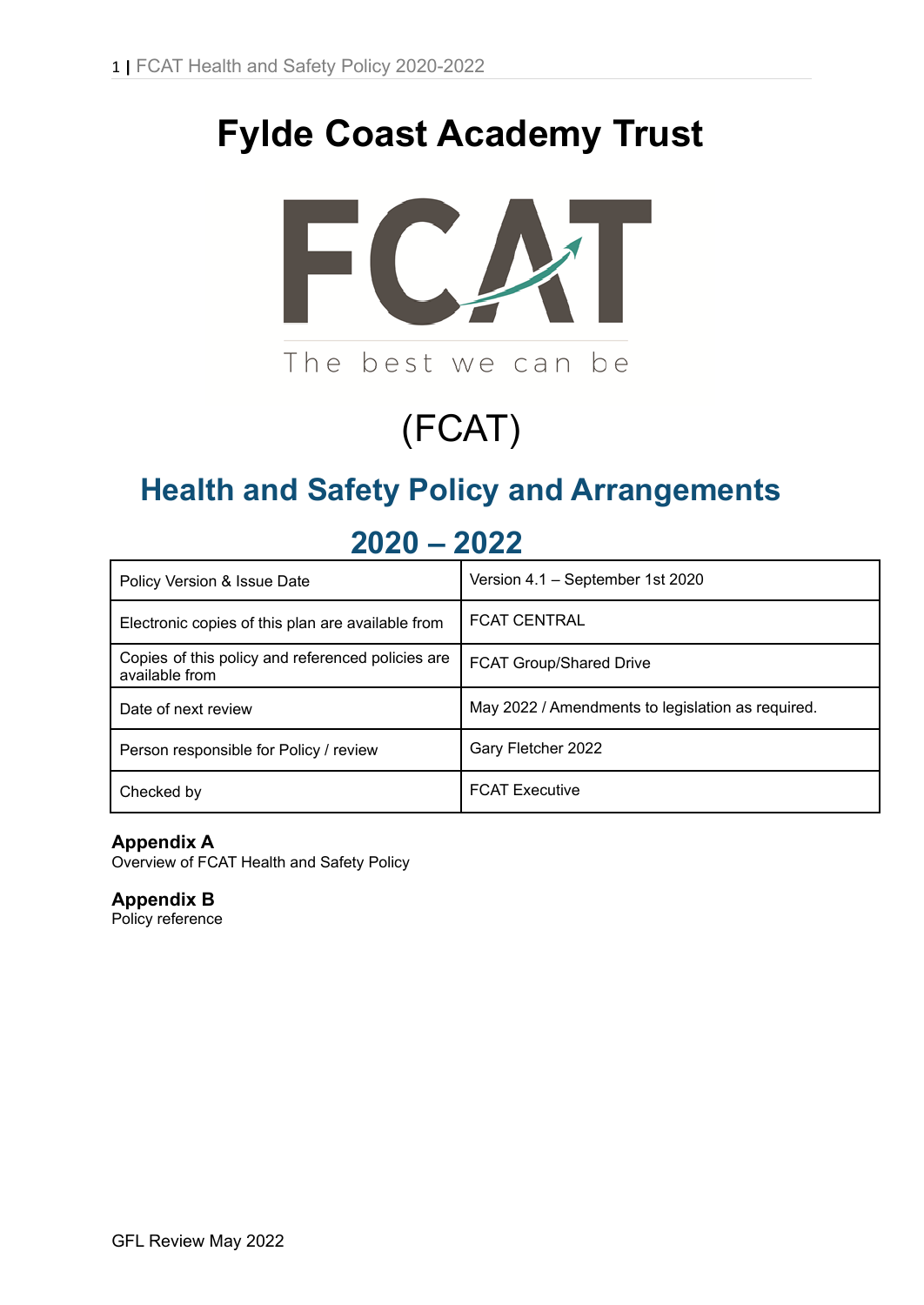# Fylde Coast Academy Trust

FCAT

The best we can be

(FCAT)

## Health and Safety Policy and Arrangements

## 2020 – 2022

| Policy Version & Issue Date | Version 4.1 – September 1st 2020 |
|---|---|
| Electronic copies of this plan are available from | FCAT CENTRAL |
| Copies of this policy and referenced policies are available from | FCAT Group/Shared Drive |
| Date of next review | May 2022 / Amendments to legislation as required. |
| Person responsible for Policy / review | Gary Fletcher 2022 |
| Checked by | FCAT Executive |

**Appendix A**
Overview of FCAT Health and Safety Policy

**Appendix B**
Policy reference

GFL Review May 2022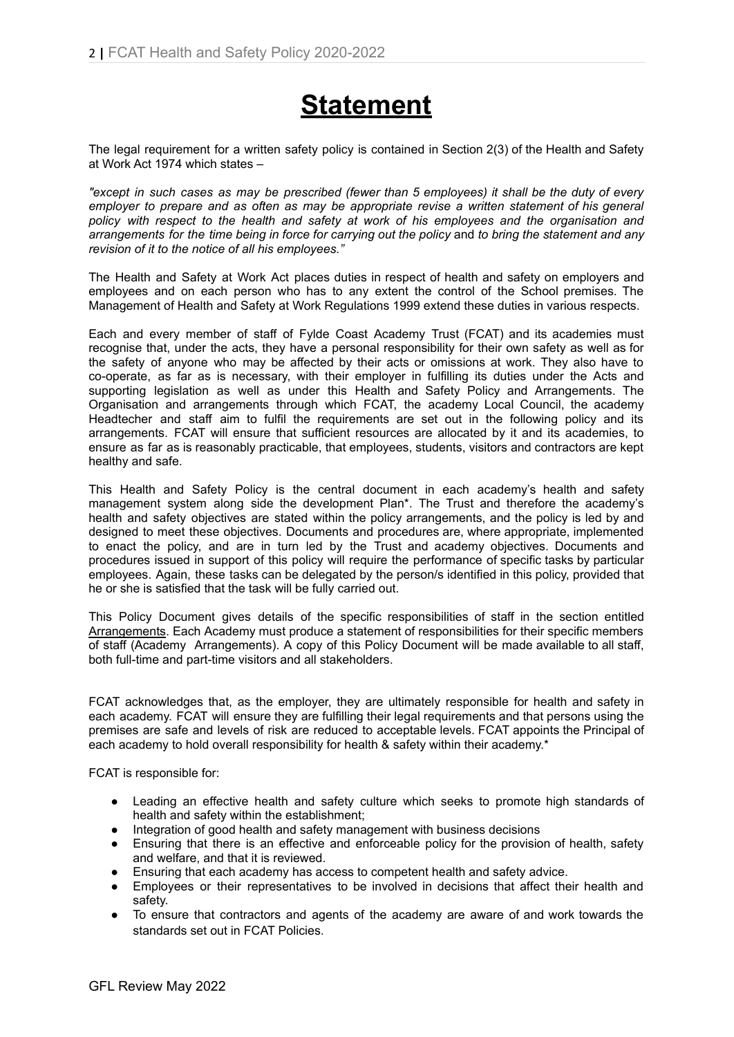# Statement

The legal requirement for a written safety policy is contained in Section 2(3) of the Health and Safety at Work Act 1974 which states –

*"except in such cases as may be prescribed (fewer than 5 employees) it shall be the duty of every employer to prepare and as often as may be appropriate revise a written statement of his general policy with respect to the health and safety at work of his employees and the organisation and arrangements for the time being in force for carrying out the policy* and *to bring the statement and any revision of it to the notice of all his employees."*

The Health and Safety at Work Act places duties in respect of health and safety on employers and employees and on each person who has to any extent the control of the School premises. The Management of Health and Safety at Work Regulations 1999 extend these duties in various respects.

Each and every member of staff of Fylde Coast Academy Trust (FCAT) and its academies must recognise that, under the acts, they have a personal responsibility for their own safety as well as for the safety of anyone who may be affected by their acts or omissions at work. They also have to co-operate, as far as is necessary, with their employer in fulfilling its duties under the Acts and supporting legislation as well as under this Health and Safety Policy and Arrangements. The Organisation and arrangements through which FCAT, the academy Local Council, the academy Headtecher and staff aim to fulfil the requirements are set out in the following policy and its arrangements. FCAT will ensure that sufficient resources are allocated by it and its academies, to ensure as far as is reasonably practicable, that employees, students, visitors and contractors are kept healthy and safe.

This Health and Safety Policy is the central document in each academy's health and safety management system along side the development Plan*. The Trust and therefore the academy's health and safety objectives are stated within the policy arrangements, and the policy is led by and designed to meet these objectives. Documents and procedures are, where appropriate, implemented to enact the policy, and are in turn led by the Trust and academy objectives. Documents and procedures issued in support of this policy will require the performance of specific tasks by particular employees. Again, these tasks can be delegated by the person/s identified in this policy, provided that he or she is satisfied that the task will be fully carried out.

This Policy Document gives details of the specific responsibilities of staff in the section entitled Arrangements. Each Academy must produce a statement of responsibilities for their specific members of staff (Academy Arrangements). A copy of this Policy Document will be made available to all staff, both full-time and part-time visitors and all stakeholders.

FCAT acknowledges that, as the employer, they are ultimately responsible for health and safety in each academy. FCAT will ensure they are fulfilling their legal requirements and that persons using the premises are safe and levels of risk are reduced to acceptable levels. FCAT appoints the Principal of each academy to hold overall responsibility for health & safety within their academy.*

FCAT is responsible for:

- Leading an effective health and safety culture which seeks to promote high standards of health and safety within the establishment;
- Integration of good health and safety management with business decisions
- Ensuring that there is an effective and enforceable policy for the provision of health, safety and welfare, and that it is reviewed.
- Ensuring that each academy has access to competent health and safety advice.
- Employees or their representatives to be involved in decisions that affect their health and safety.
- To ensure that contractors and agents of the academy are aware of and work towards the standards set out in FCAT Policies.

GFL Review May 2022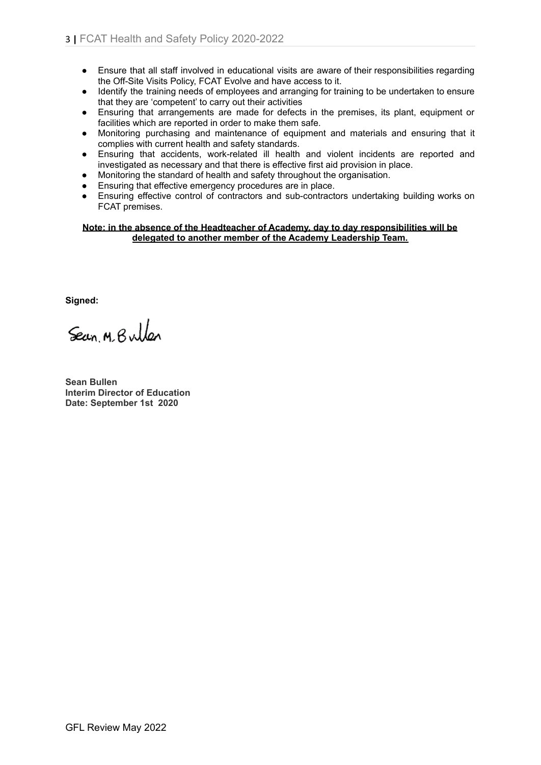- Ensure that all staff involved in educational visits are aware of their responsibilities regarding the Off-Site Visits Policy, FCAT Evolve and have access to it.
- Identify the training needs of employees and arranging for training to be undertaken to ensure that they are 'competent' to carry out their activities
- Ensuring that arrangements are made for defects in the premises, its plant, equipment or facilities which are reported in order to make them safe.
- Monitoring purchasing and maintenance of equipment and materials and ensuring that it complies with current health and safety standards.
- Ensuring that accidents, work-related ill health and violent incidents are reported and investigated as necessary and that there is effective first aid provision in place.
- Monitoring the standard of health and safety throughout the organisation.
- Ensuring that effective emergency procedures are in place.
- Ensuring effective control of contractors and sub-contractors undertaking building works on FCAT premises.

**Note: in the absence of the Headteacher of Academy, day to day responsibilities will be delegated to another member of the Academy Leadership Team.**

**Signed:**

Sean. M. Bullen

**Sean Bullen**
**Interim Director of Education**
**Date: September 1st 2020**

GFL Review May 2022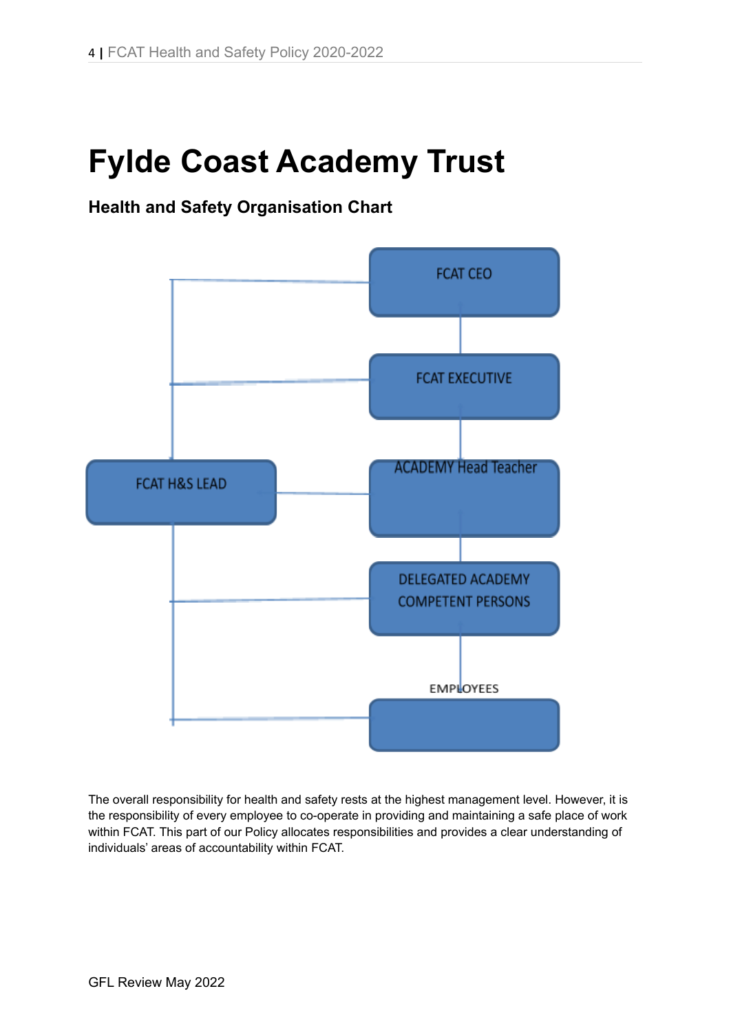# Fylde Coast Academy Trust

**Health and Safety Organisation Chart**

FCAT CEO

FCAT EXECUTIVE

FCAT H&S LEAD

ACADEMY Head Teacher

DELEGATED ACADEMY COMPETENT PERSONS

EMPLOYEES

The overall responsibility for health and safety rests at the highest management level. However, it is the responsibility of every employee to co-operate in providing and maintaining a safe place of work within FCAT. This part of our Policy allocates responsibilities and provides a clear understanding of individuals' areas of accountability within FCAT.

GFL Review May 2022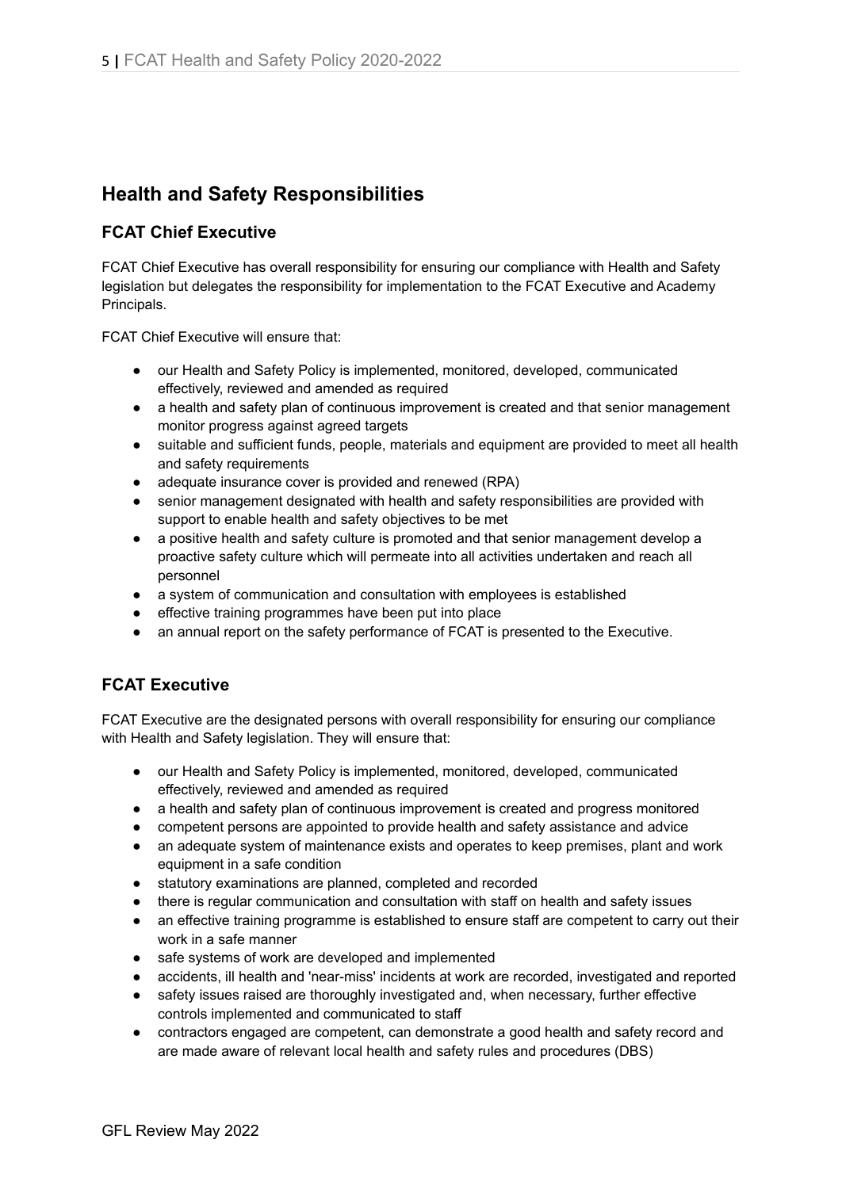## Health and Safety Responsibilities

### FCAT Chief Executive

FCAT Chief Executive has overall responsibility for ensuring our compliance with Health and Safety legislation but delegates the responsibility for implementation to the FCAT Executive and Academy Principals.

FCAT Chief Executive will ensure that:

- our Health and Safety Policy is implemented, monitored, developed, communicated effectively, reviewed and amended as required
- a health and safety plan of continuous improvement is created and that senior management monitor progress against agreed targets
- suitable and sufficient funds, people, materials and equipment are provided to meet all health and safety requirements
- adequate insurance cover is provided and renewed (RPA)
- senior management designated with health and safety responsibilities are provided with support to enable health and safety objectives to be met
- a positive health and safety culture is promoted and that senior management develop a proactive safety culture which will permeate into all activities undertaken and reach all personnel
- a system of communication and consultation with employees is established
- effective training programmes have been put into place
- an annual report on the safety performance of FCAT is presented to the Executive.

### FCAT Executive

FCAT Executive are the designated persons with overall responsibility for ensuring our compliance with Health and Safety legislation. They will ensure that:

- our Health and Safety Policy is implemented, monitored, developed, communicated effectively, reviewed and amended as required
- a health and safety plan of continuous improvement is created and progress monitored
- competent persons are appointed to provide health and safety assistance and advice
- an adequate system of maintenance exists and operates to keep premises, plant and work equipment in a safe condition
- statutory examinations are planned, completed and recorded
- there is regular communication and consultation with staff on health and safety issues
- an effective training programme is established to ensure staff are competent to carry out their work in a safe manner
- safe systems of work are developed and implemented
- accidents, ill health and 'near-miss' incidents at work are recorded, investigated and reported
- safety issues raised are thoroughly investigated and, when necessary, further effective controls implemented and communicated to staff
- contractors engaged are competent, can demonstrate a good health and safety record and are made aware of relevant local health and safety rules and procedures (DBS)

GFL Review May 2022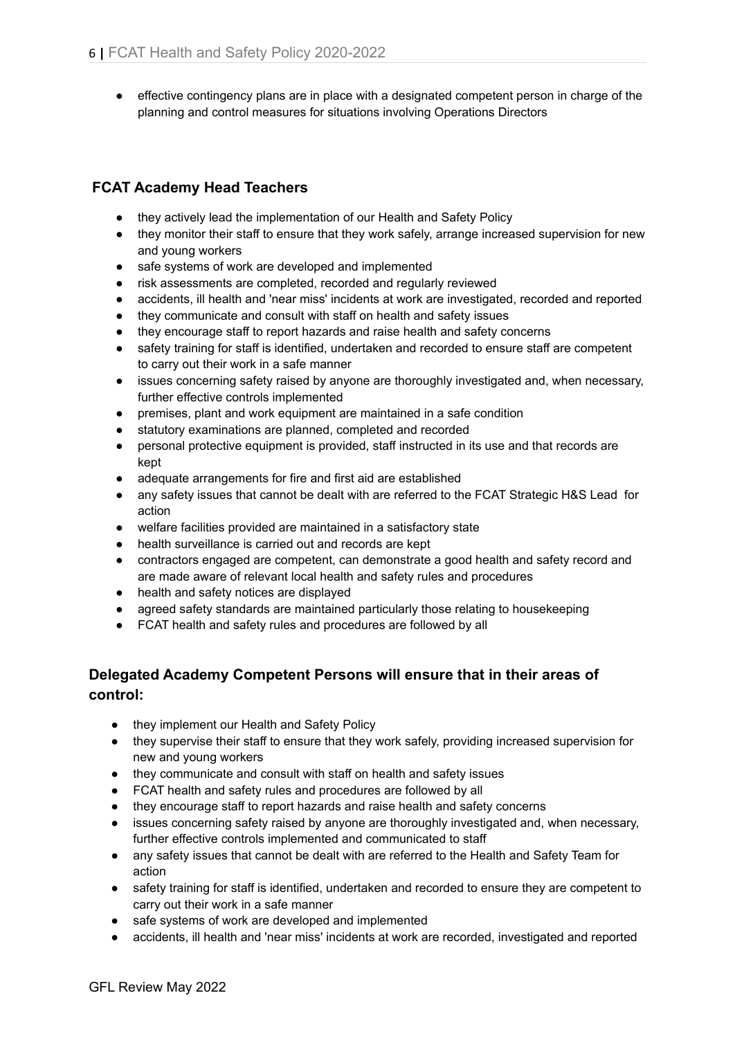- effective contingency plans are in place with a designated competent person in charge of the planning and control measures for situations involving Operations Directors

## FCAT Academy Head Teachers

- they actively lead the implementation of our Health and Safety Policy
- they monitor their staff to ensure that they work safely, arrange increased supervision for new and young workers
- safe systems of work are developed and implemented
- risk assessments are completed, recorded and regularly reviewed
- accidents, ill health and 'near miss' incidents at work are investigated, recorded and reported
- they communicate and consult with staff on health and safety issues
- they encourage staff to report hazards and raise health and safety concerns
- safety training for staff is identified, undertaken and recorded to ensure staff are competent to carry out their work in a safe manner
- issues concerning safety raised by anyone are thoroughly investigated and, when necessary, further effective controls implemented
- premises, plant and work equipment are maintained in a safe condition
- statutory examinations are planned, completed and recorded
- personal protective equipment is provided, staff instructed in its use and that records are kept
- adequate arrangements for fire and first aid are established
- any safety issues that cannot be dealt with are referred to the FCAT Strategic H&S Lead for action
- welfare facilities provided are maintained in a satisfactory state
- health surveillance is carried out and records are kept
- contractors engaged are competent, can demonstrate a good health and safety record and are made aware of relevant local health and safety rules and procedures
- health and safety notices are displayed
- agreed safety standards are maintained particularly those relating to housekeeping
- FCAT health and safety rules and procedures are followed by all

## Delegated Academy Competent Persons will ensure that in their areas of control:

- they implement our Health and Safety Policy
- they supervise their staff to ensure that they work safely, providing increased supervision for new and young workers
- they communicate and consult with staff on health and safety issues
- FCAT health and safety rules and procedures are followed by all
- they encourage staff to report hazards and raise health and safety concerns
- issues concerning safety raised by anyone are thoroughly investigated and, when necessary, further effective controls implemented and communicated to staff
- any safety issues that cannot be dealt with are referred to the Health and Safety Team for action
- safety training for staff is identified, undertaken and recorded to ensure they are competent to carry out their work in a safe manner
- safe systems of work are developed and implemented
- accidents, ill health and 'near miss' incidents at work are recorded, investigated and reported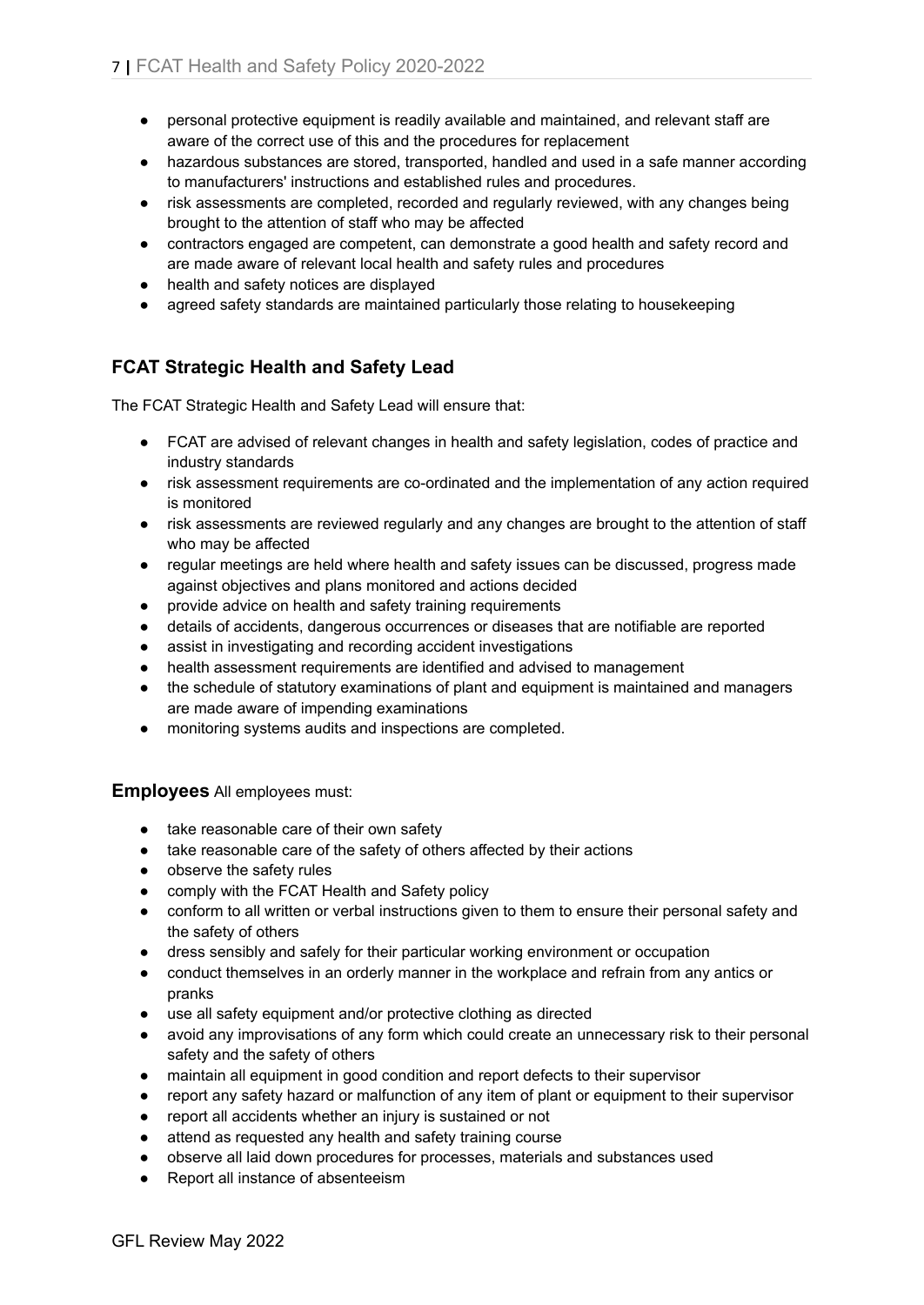- personal protective equipment is readily available and maintained, and relevant staff are aware of the correct use of this and the procedures for replacement
- hazardous substances are stored, transported, handled and used in a safe manner according to manufacturers' instructions and established rules and procedures.
- risk assessments are completed, recorded and regularly reviewed, with any changes being brought to the attention of staff who may be affected
- contractors engaged are competent, can demonstrate a good health and safety record and are made aware of relevant local health and safety rules and procedures
- health and safety notices are displayed
- agreed safety standards are maintained particularly those relating to housekeeping

### FCAT Strategic Health and Safety Lead

The FCAT Strategic Health and Safety Lead will ensure that:

- FCAT are advised of relevant changes in health and safety legislation, codes of practice and industry standards
- risk assessment requirements are co-ordinated and the implementation of any action required is monitored
- risk assessments are reviewed regularly and any changes are brought to the attention of staff who may be affected
- regular meetings are held where health and safety issues can be discussed, progress made against objectives and plans monitored and actions decided
- provide advice on health and safety training requirements
- details of accidents, dangerous occurrences or diseases that are notifiable are reported
- assist in investigating and recording accident investigations
- health assessment requirements are identified and advised to management
- the schedule of statutory examinations of plant and equipment is maintained and managers are made aware of impending examinations
- monitoring systems audits and inspections are completed.

**Employees** All employees must:

- take reasonable care of their own safety
- take reasonable care of the safety of others affected by their actions
- observe the safety rules
- comply with the FCAT Health and Safety policy
- conform to all written or verbal instructions given to them to ensure their personal safety and the safety of others
- dress sensibly and safely for their particular working environment or occupation
- conduct themselves in an orderly manner in the workplace and refrain from any antics or pranks
- use all safety equipment and/or protective clothing as directed
- avoid any improvisations of any form which could create an unnecessary risk to their personal safety and the safety of others
- maintain all equipment in good condition and report defects to their supervisor
- report any safety hazard or malfunction of any item of plant or equipment to their supervisor
- report all accidents whether an injury is sustained or not
- attend as requested any health and safety training course
- observe all laid down procedures for processes, materials and substances used
- Report all instance of absenteeism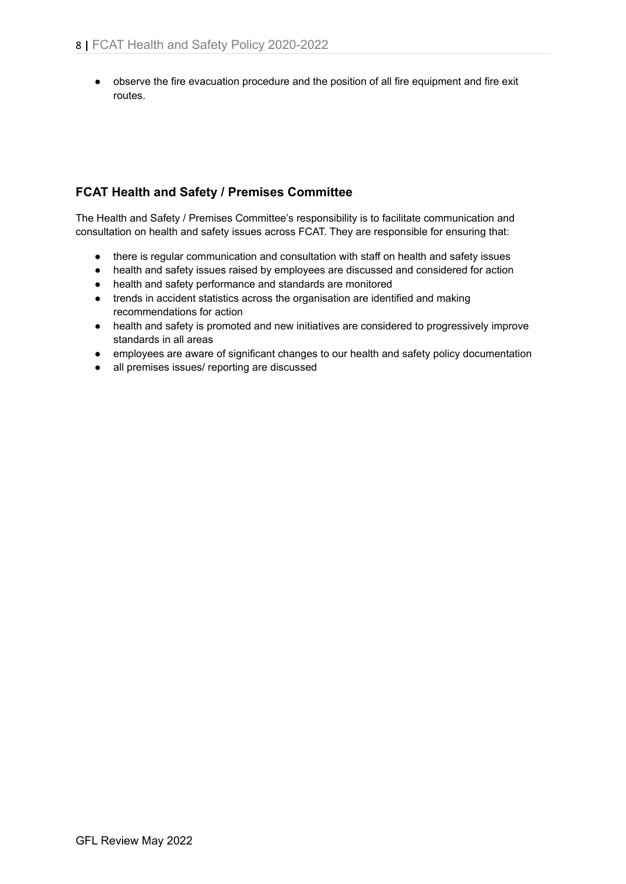- observe the fire evacuation procedure and the position of all fire equipment and fire exit routes.

## FCAT Health and Safety / Premises Committee

The Health and Safety / Premises Committee's responsibility is to facilitate communication and consultation on health and safety issues across FCAT. They are responsible for ensuring that:

- there is regular communication and consultation with staff on health and safety issues
- health and safety issues raised by employees are discussed and considered for action
- health and safety performance and standards are monitored
- trends in accident statistics across the organisation are identified and making recommendations for action
- health and safety is promoted and new initiatives are considered to progressively improve standards in all areas
- employees are aware of significant changes to our health and safety policy documentation
- all premises issues/ reporting are discussed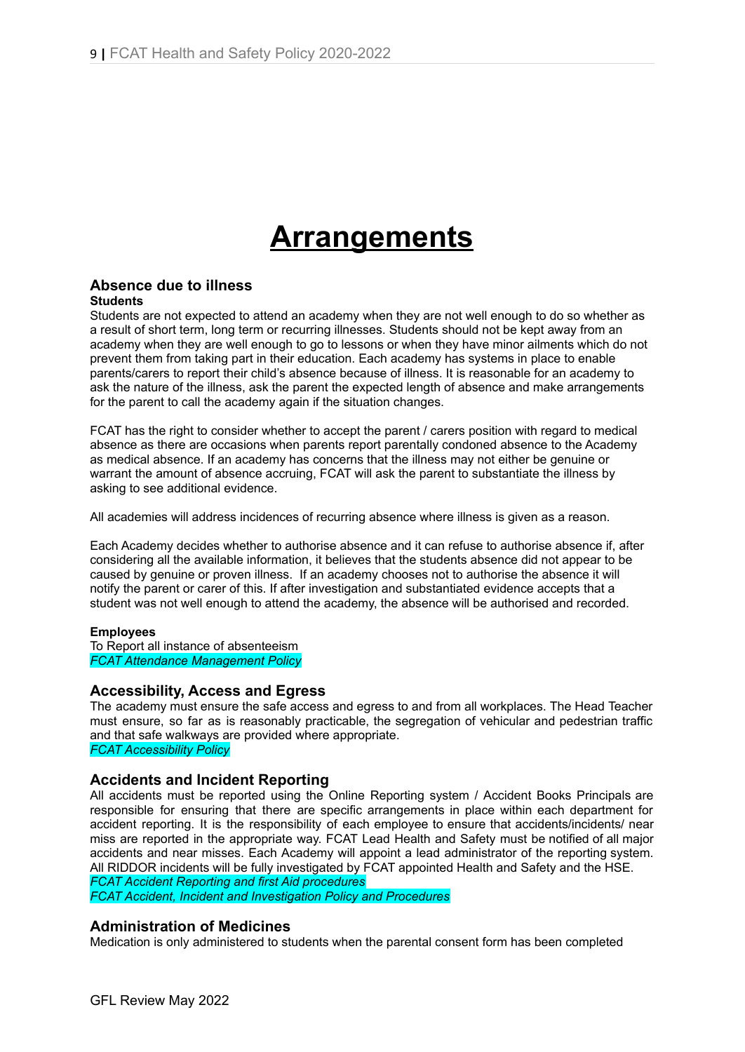# Arrangements

## Absence due to illness

**Students**

Students are not expected to attend an academy when they are not well enough to do so whether as a result of short term, long term or recurring illnesses. Students should not be kept away from an academy when they are well enough to go to lessons or when they have minor ailments which do not prevent them from taking part in their education. Each academy has systems in place to enable parents/carers to report their child's absence because of illness. It is reasonable for an academy to ask the nature of the illness, ask the parent the expected length of absence and make arrangements for the parent to call the academy again if the situation changes.

FCAT has the right to consider whether to accept the parent / carers position with regard to medical absence as there are occasions when parents report parentally condoned absence to the Academy as medical absence. If an academy has concerns that the illness may not either be genuine or warrant the amount of absence accruing, FCAT will ask the parent to substantiate the illness by asking to see additional evidence.

All academies will address incidences of recurring absence where illness is given as a reason.

Each Academy decides whether to authorise absence and it can refuse to authorise absence if, after considering all the available information, it believes that the students absence did not appear to be caused by genuine or proven illness. If an academy chooses not to authorise the absence it will notify the parent or carer of this. If after investigation and substantiated evidence accepts that a student was not well enough to attend the academy, the absence will be authorised and recorded.

**Employees**

To Report all instance of absenteeism
*FCAT Attendance Management Policy*

## Accessibility, Access and Egress

The academy must ensure the safe access and egress to and from all workplaces. The Head Teacher must ensure, so far as is reasonably practicable, the segregation of vehicular and pedestrian traffic and that safe walkways are provided where appropriate.
*FCAT Accessibility Policy*

## Accidents and Incident Reporting

All accidents must be reported using the Online Reporting system / Accident Books Principals are responsible for ensuring that there are specific arrangements in place within each department for accident reporting. It is the responsibility of each employee to ensure that accidents/incidents/ near miss are reported in the appropriate way. FCAT Lead Health and Safety must be notified of all major accidents and near misses. Each Academy will appoint a lead administrator of the reporting system. All RIDDOR incidents will be fully investigated by FCAT appointed Health and Safety and the HSE.
*FCAT Accident Reporting and first Aid procedures*
*FCAT Accident, Incident and Investigation Policy and Procedures*

## Administration of Medicines

Medication is only administered to students when the parental consent form has been completed

GFL Review May 2022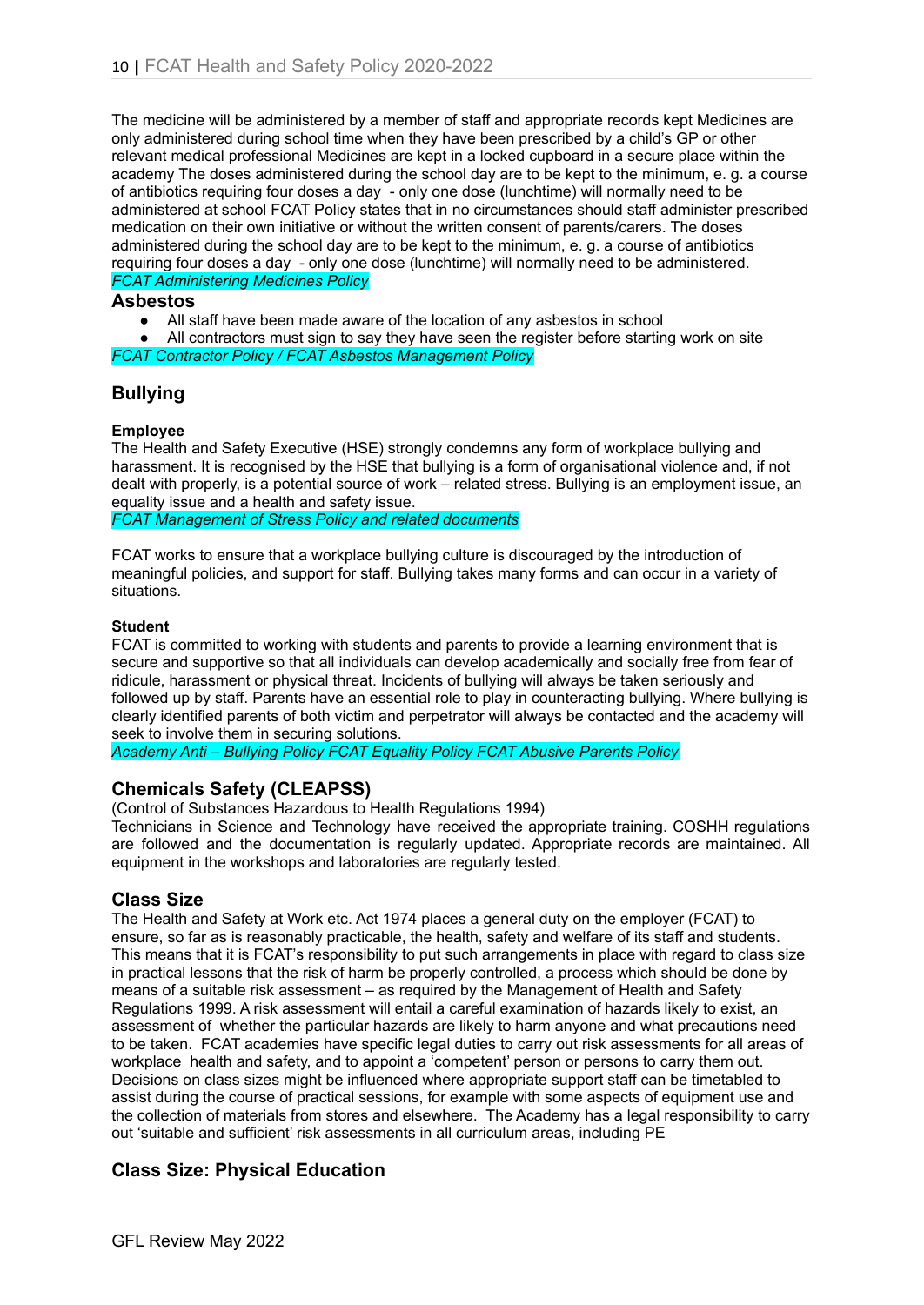The medicine will be administered by a member of staff and appropriate records kept Medicines are only administered during school time when they have been prescribed by a child's GP or other relevant medical professional Medicines are kept in a locked cupboard in a secure place within the academy The doses administered during the school day are to be kept to the minimum, e. g. a course of antibiotics requiring four doses a day - only one dose (lunchtime) will normally need to be administered at school FCAT Policy states that in no circumstances should staff administer prescribed medication on their own initiative or without the written consent of parents/carers. The doses administered during the school day are to be kept to the minimum, e. g. a course of antibiotics requiring four doses a day - only one dose (lunchtime) will normally need to be administered.

*FCAT Administering Medicines Policy*

### Asbestos

- All staff have been made aware of the location of any asbestos in school
- All contractors must sign to say they have seen the register before starting work on site

*FCAT Contractor Policy / FCAT Asbestos Management Policy*

## Bullying

**Employee**

The Health and Safety Executive (HSE) strongly condemns any form of workplace bullying and harassment. It is recognised by the HSE that bullying is a form of organisational violence and, if not dealt with properly, is a potential source of work – related stress. Bullying is an employment issue, an equality issue and a health and safety issue.

*FCAT Management of Stress Policy and related documents*

FCAT works to ensure that a workplace bullying culture is discouraged by the introduction of meaningful policies, and support for staff. Bullying takes many forms and can occur in a variety of situations.

**Student**

FCAT is committed to working with students and parents to provide a learning environment that is secure and supportive so that all individuals can develop academically and socially free from fear of ridicule, harassment or physical threat. Incidents of bullying will always be taken seriously and followed up by staff. Parents have an essential role to play in counteracting bullying. Where bullying is clearly identified parents of both victim and perpetrator will always be contacted and the academy will seek to involve them in securing solutions.

*Academy Anti – Bullying Policy FCAT Equality Policy FCAT Abusive Parents Policy*

## Chemicals Safety (CLEAPSS)

(Control of Substances Hazardous to Health Regulations 1994)

Technicians in Science and Technology have received the appropriate training. COSHH regulations are followed and the documentation is regularly updated. Appropriate records are maintained. All equipment in the workshops and laboratories are regularly tested.

## Class Size

The Health and Safety at Work etc. Act 1974 places a general duty on the employer (FCAT) to ensure, so far as is reasonably practicable, the health, safety and welfare of its staff and students. This means that it is FCAT's responsibility to put such arrangements in place with regard to class size in practical lessons that the risk of harm be properly controlled, a process which should be done by means of a suitable risk assessment – as required by the Management of Health and Safety Regulations 1999. A risk assessment will entail a careful examination of hazards likely to exist, an assessment of whether the particular hazards are likely to harm anyone and what precautions need to be taken. FCAT academies have specific legal duties to carry out risk assessments for all areas of workplace health and safety, and to appoint a 'competent' person or persons to carry them out. Decisions on class sizes might be influenced where appropriate support staff can be timetabled to assist during the course of practical sessions, for example with some aspects of equipment use and the collection of materials from stores and elsewhere. The Academy has a legal responsibility to carry out 'suitable and sufficient' risk assessments in all curriculum areas, including PE

## Class Size: Physical Education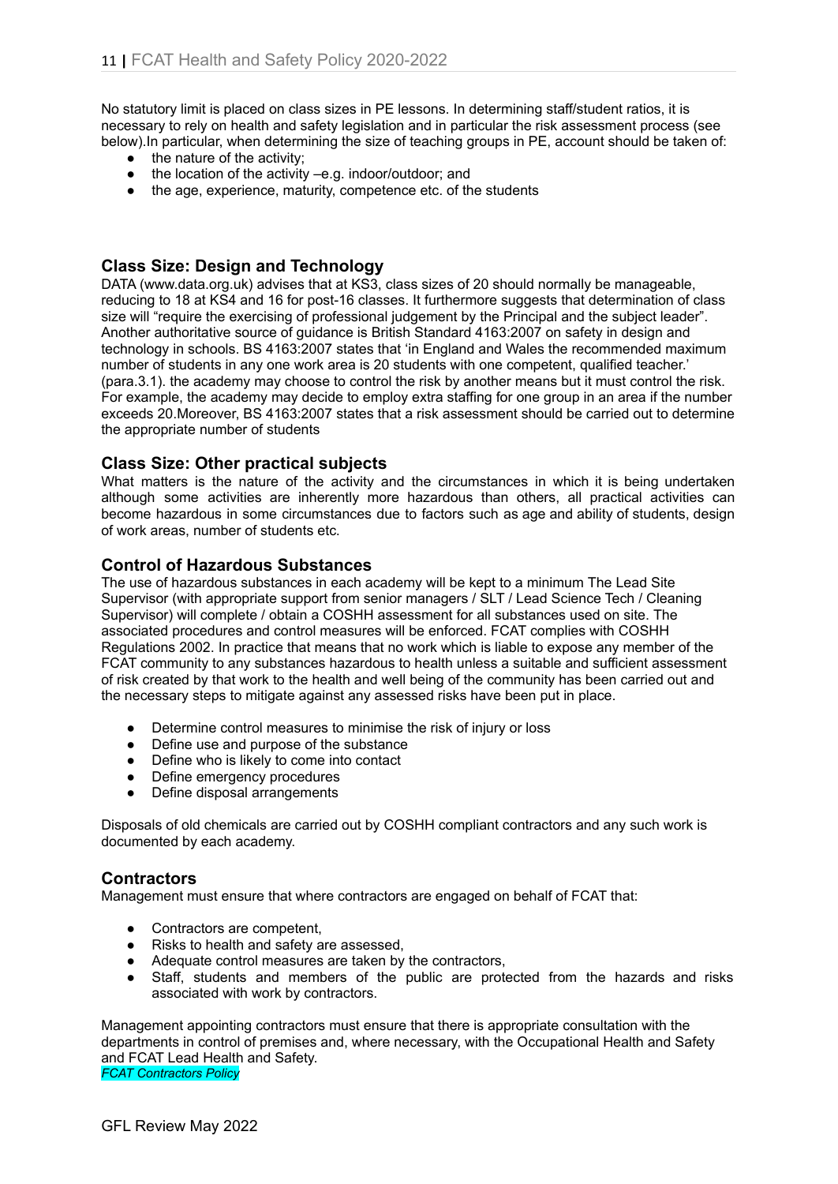No statutory limit is placed on class sizes in PE lessons. In determining staff/student ratios, it is necessary to rely on health and safety legislation and in particular the risk assessment process (see below).In particular, when determining the size of teaching groups in PE, account should be taken of:

- the nature of the activity;
- the location of the activity –e.g. indoor/outdoor; and
- the age, experience, maturity, competence etc. of the students

## Class Size: Design and Technology

DATA (www.data.org.uk) advises that at KS3, class sizes of 20 should normally be manageable, reducing to 18 at KS4 and 16 for post-16 classes. It furthermore suggests that determination of class size will "require the exercising of professional judgement by the Principal and the subject leader". Another authoritative source of guidance is British Standard 4163:2007 on safety in design and technology in schools. BS 4163:2007 states that 'in England and Wales the recommended maximum number of students in any one work area is 20 students with one competent, qualified teacher.' (para.3.1). the academy may choose to control the risk by another means but it must control the risk. For example, the academy may decide to employ extra staffing for one group in an area if the number exceeds 20.Moreover, BS 4163:2007 states that a risk assessment should be carried out to determine the appropriate number of students

## Class Size: Other practical subjects

What matters is the nature of the activity and the circumstances in which it is being undertaken although some activities are inherently more hazardous than others, all practical activities can become hazardous in some circumstances due to factors such as age and ability of students, design of work areas, number of students etc.

## Control of Hazardous Substances

The use of hazardous substances in each academy will be kept to a minimum The Lead Site Supervisor (with appropriate support from senior managers / SLT / Lead Science Tech / Cleaning Supervisor) will complete / obtain a COSHH assessment for all substances used on site. The associated procedures and control measures will be enforced. FCAT complies with COSHH Regulations 2002. In practice that means that no work which is liable to expose any member of the FCAT community to any substances hazardous to health unless a suitable and sufficient assessment of risk created by that work to the health and well being of the community has been carried out and the necessary steps to mitigate against any assessed risks have been put in place.

- Determine control measures to minimise the risk of injury or loss
- Define use and purpose of the substance
- Define who is likely to come into contact
- Define emergency procedures
- Define disposal arrangements

Disposals of old chemicals are carried out by COSHH compliant contractors and any such work is documented by each academy.

## Contractors

Management must ensure that where contractors are engaged on behalf of FCAT that:

- Contractors are competent,
- Risks to health and safety are assessed,
- Adequate control measures are taken by the contractors,
- Staff, students and members of the public are protected from the hazards and risks associated with work by contractors.

Management appointing contractors must ensure that there is appropriate consultation with the departments in control of premises and, where necessary, with the Occupational Health and Safety and FCAT Lead Health and Safety.
*FCAT Contractors Policy*

GFL Review May 2022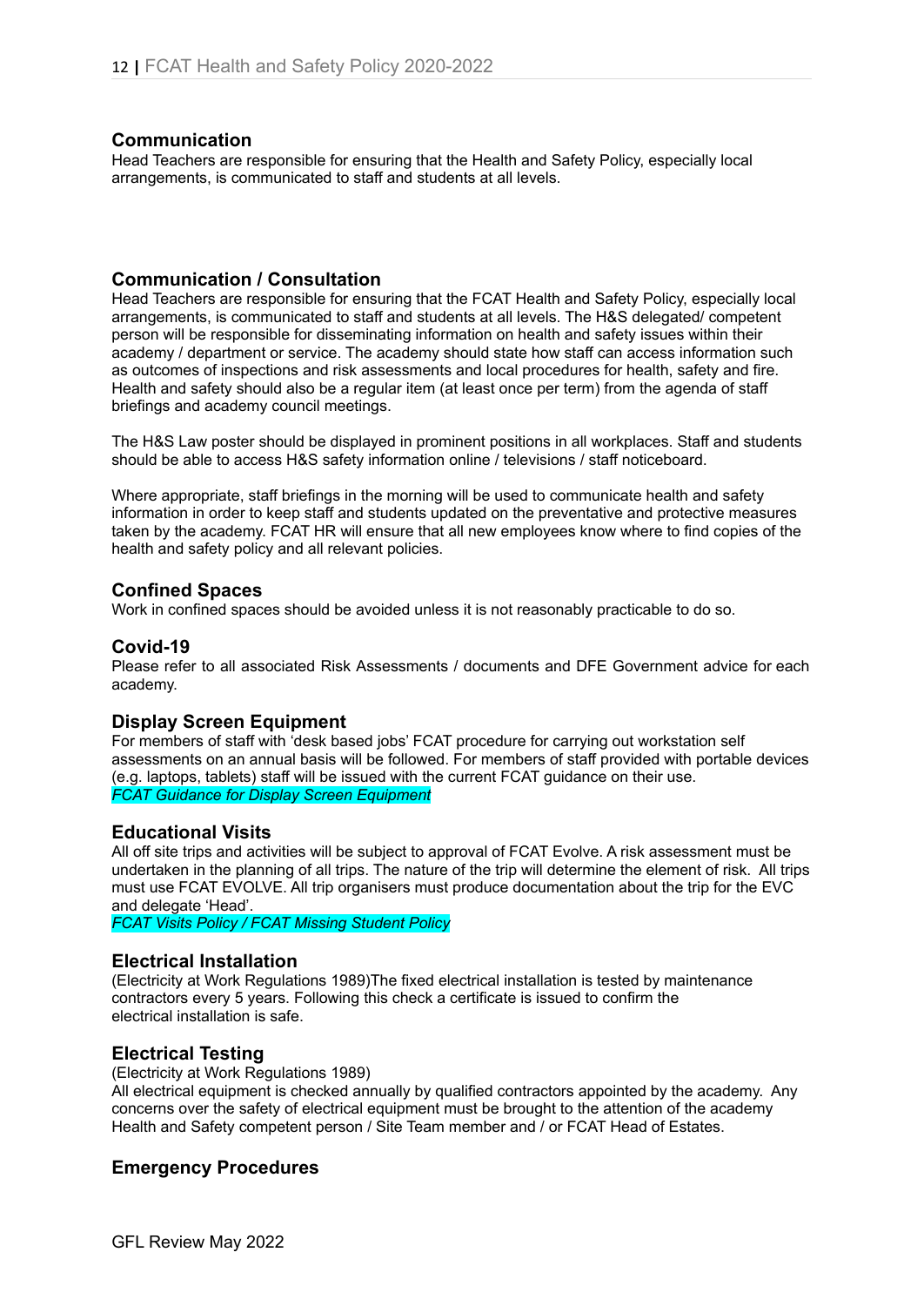## Communication

Head Teachers are responsible for ensuring that the Health and Safety Policy, especially local arrangements, is communicated to staff and students at all levels.

## Communication / Consultation

Head Teachers are responsible for ensuring that the FCAT Health and Safety Policy, especially local arrangements, is communicated to staff and students at all levels. The H&S delegated/ competent person will be responsible for disseminating information on health and safety issues within their academy / department or service. The academy should state how staff can access information such as outcomes of inspections and risk assessments and local procedures for health, safety and fire. Health and safety should also be a regular item (at least once per term) from the agenda of staff briefings and academy council meetings.

The H&S Law poster should be displayed in prominent positions in all workplaces. Staff and students should be able to access H&S safety information online / televisions / staff noticeboard.

Where appropriate, staff briefings in the morning will be used to communicate health and safety information in order to keep staff and students updated on the preventative and protective measures taken by the academy. FCAT HR will ensure that all new employees know where to find copies of the health and safety policy and all relevant policies.

## Confined Spaces

Work in confined spaces should be avoided unless it is not reasonably practicable to do so.

## Covid-19

Please refer to all associated Risk Assessments / documents and DFE Government advice for each academy.

## Display Screen Equipment

For members of staff with 'desk based jobs' FCAT procedure for carrying out workstation self assessments on an annual basis will be followed. For members of staff provided with portable devices (e.g. laptops, tablets) staff will be issued with the current FCAT guidance on their use.

*FCAT Guidance for Display Screen Equipment*

## Educational Visits

All off site trips and activities will be subject to approval of FCAT Evolve. A risk assessment must be undertaken in the planning of all trips. The nature of the trip will determine the element of risk. All trips must use FCAT EVOLVE. All trip organisers must produce documentation about the trip for the EVC and delegate 'Head'.

*FCAT Visits Policy / FCAT Missing Student Policy*

## Electrical Installation

(Electricity at Work Regulations 1989)The fixed electrical installation is tested by maintenance contractors every 5 years. Following this check a certificate is issued to confirm the electrical installation is safe.

## Electrical Testing

(Electricity at Work Regulations 1989)

All electrical equipment is checked annually by qualified contractors appointed by the academy. Any concerns over the safety of electrical equipment must be brought to the attention of the academy Health and Safety competent person / Site Team member and / or FCAT Head of Estates.

## Emergency Procedures

GFL Review May 2022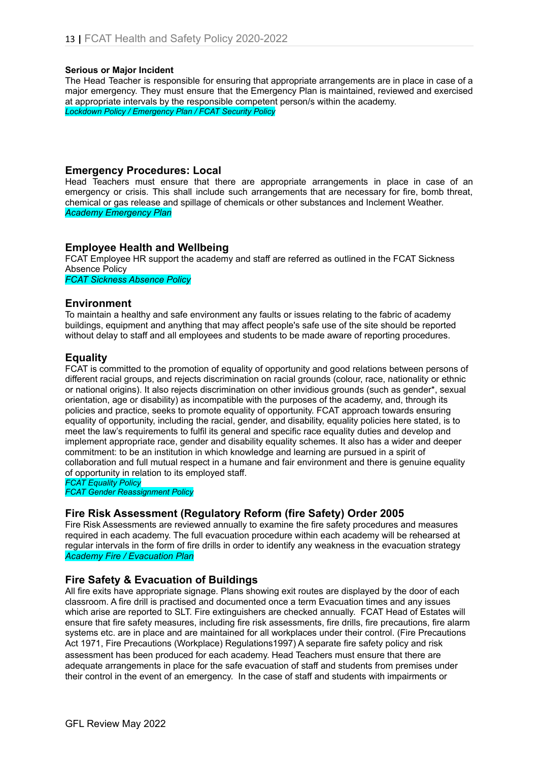**Serious or Major Incident**
The Head Teacher is responsible for ensuring that appropriate arrangements are in place in case of a major emergency. They must ensure that the Emergency Plan is maintained, reviewed and exercised at appropriate intervals by the responsible competent person/s within the academy.
*Lockdown Policy / Emergency Plan / FCAT Security Policy*

## Emergency Procedures: Local

Head Teachers must ensure that there are appropriate arrangements in place in case of an emergency or crisis. This shall include such arrangements that are necessary for fire, bomb threat, chemical or gas release and spillage of chemicals or other substances and Inclement Weather.
*Academy Emergency Plan*

## Employee Health and Wellbeing

FCAT Employee HR support the academy and staff are referred as outlined in the FCAT Sickness Absence Policy
*FCAT Sickness Absence Policy*

## Environment

To maintain a healthy and safe environment any faults or issues relating to the fabric of academy buildings, equipment and anything that may affect people's safe use of the site should be reported without delay to staff and all employees and students to be made aware of reporting procedures.

## Equality

FCAT is committed to the promotion of equality of opportunity and good relations between persons of different racial groups, and rejects discrimination on racial grounds (colour, race, nationality or ethnic or national origins). It also rejects discrimination on other invidious grounds (such as gender*, sexual orientation, age or disability) as incompatible with the purposes of the academy, and, through its policies and practice, seeks to promote equality of opportunity. FCAT approach towards ensuring equality of opportunity, including the racial, gender, and disability, equality policies here stated, is to meet the law's requirements to fulfil its general and specific race equality duties and develop and implement appropriate race, gender and disability equality schemes. It also has a wider and deeper commitment: to be an institution in which knowledge and learning are pursued in a spirit of collaboration and full mutual respect in a humane and fair environment and there is genuine equality of opportunity in relation to its employed staff.
*FCAT Equality Policy*
*FCAT Gender Reassignment Policy*

## Fire Risk Assessment (Regulatory Reform (fire Safety) Order 2005

Fire Risk Assessments are reviewed annually to examine the fire safety procedures and measures required in each academy. The full evacuation procedure within each academy will be rehearsed at regular intervals in the form of fire drills in order to identify any weakness in the evacuation strategy
*Academy Fire / Evacuation Plan*

## Fire Safety & Evacuation of Buildings

All fire exits have appropriate signage. Plans showing exit routes are displayed by the door of each classroom. A fire drill is practised and documented once a term Evacuation times and any issues which arise are reported to SLT. Fire extinguishers are checked annually. FCAT Head of Estates will ensure that fire safety measures, including fire risk assessments, fire drills, fire precautions, fire alarm systems etc. are in place and are maintained for all workplaces under their control. (Fire Precautions Act 1971, Fire Precautions (Workplace) Regulations1997) A separate fire safety policy and risk assessment has been produced for each academy. Head Teachers must ensure that there are adequate arrangements in place for the safe evacuation of staff and students from premises under their control in the event of an emergency. In the case of staff and students with impairments or

GFL Review May 2022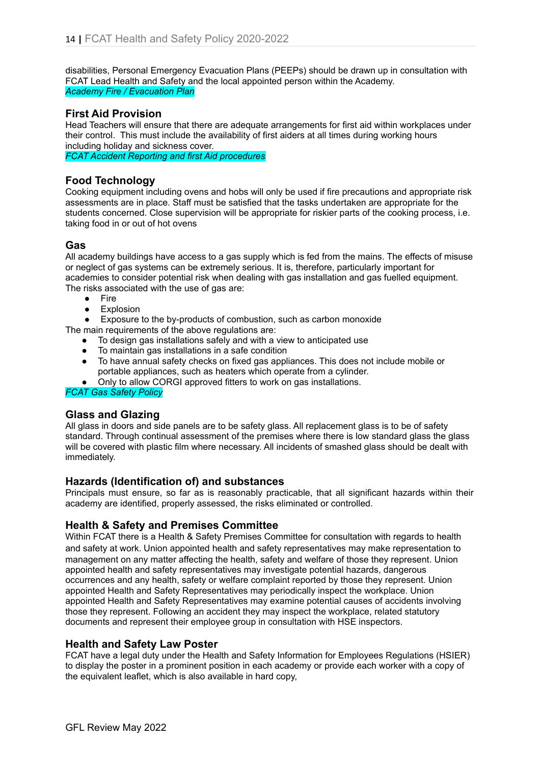disabilities, Personal Emergency Evacuation Plans (PEEPs) should be drawn up in consultation with FCAT Lead Health and Safety and the local appointed person within the Academy.
*Academy Fire / Evacuation Plan*

## First Aid Provision

Head Teachers will ensure that there are adequate arrangements for first aid within workplaces under their control. This must include the availability of first aiders at all times during working hours including holiday and sickness cover.
*FCAT Accident Reporting and first Aid procedures*

## Food Technology

Cooking equipment including ovens and hobs will only be used if fire precautions and appropriate risk assessments are in place. Staff must be satisfied that the tasks undertaken are appropriate for the students concerned. Close supervision will be appropriate for riskier parts of the cooking process, i.e. taking food in or out of hot ovens

## Gas

All academy buildings have access to a gas supply which is fed from the mains. The effects of misuse or neglect of gas systems can be extremely serious. It is, therefore, particularly important for academies to consider potential risk when dealing with gas installation and gas fuelled equipment. The risks associated with the use of gas are:

- Fire
- Explosion
- Exposure to the by-products of combustion, such as carbon monoxide

The main requirements of the above regulations are:

- To design gas installations safely and with a view to anticipated use
- To maintain gas installations in a safe condition
- To have annual safety checks on fixed gas appliances. This does not include mobile or portable appliances, such as heaters which operate from a cylinder.
- Only to allow CORGI approved fitters to work on gas installations.

*FCAT Gas Safety Policy*

## Glass and Glazing

All glass in doors and side panels are to be safety glass. All replacement glass is to be of safety standard. Through continual assessment of the premises where there is low standard glass the glass will be covered with plastic film where necessary. All incidents of smashed glass should be dealt with immediately.

## Hazards (Identification of) and substances

Principals must ensure, so far as is reasonably practicable, that all significant hazards within their academy are identified, properly assessed, the risks eliminated or controlled.

## Health & Safety and Premises Committee

Within FCAT there is a Health & Safety Premises Committee for consultation with regards to health and safety at work. Union appointed health and safety representatives may make representation to management on any matter affecting the health, safety and welfare of those they represent. Union appointed health and safety representatives may investigate potential hazards, dangerous occurrences and any health, safety or welfare complaint reported by those they represent. Union appointed Health and Safety Representatives may periodically inspect the workplace. Union appointed Health and Safety Representatives may examine potential causes of accidents involving those they represent. Following an accident they may inspect the workplace, related statutory documents and represent their employee group in consultation with HSE inspectors.

## Health and Safety Law Poster

FCAT have a legal duty under the Health and Safety Information for Employees Regulations (HSIER) to display the poster in a prominent position in each academy or provide each worker with a copy of the equivalent leaflet, which is also available in hard copy,

GFL Review May 2022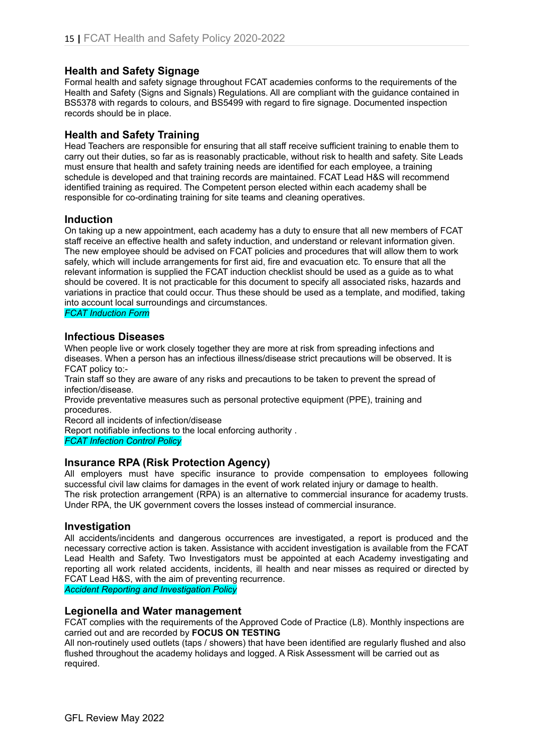## Health and Safety Signage

Formal health and safety signage throughout FCAT academies conforms to the requirements of the Health and Safety (Signs and Signals) Regulations. All are compliant with the guidance contained in BS5378 with regards to colours, and BS5499 with regard to fire signage. Documented inspection records should be in place.

## Health and Safety Training

Head Teachers are responsible for ensuring that all staff receive sufficient training to enable them to carry out their duties, so far as is reasonably practicable, without risk to health and safety. Site Leads must ensure that health and safety training needs are identified for each employee, a training schedule is developed and that training records are maintained. FCAT Lead H&S will recommend identified training as required. The Competent person elected within each academy shall be responsible for co-ordinating training for site teams and cleaning operatives.

## Induction

On taking up a new appointment, each academy has a duty to ensure that all new members of FCAT staff receive an effective health and safety induction, and understand or relevant information given. The new employee should be advised on FCAT policies and procedures that will allow them to work safely, which will include arrangements for first aid, fire and evacuation etc. To ensure that all the relevant information is supplied the FCAT induction checklist should be used as a guide as to what should be covered. It is not practicable for this document to specify all associated risks, hazards and variations in practice that could occur. Thus these should be used as a template, and modified, taking into account local surroundings and circumstances.

*FCAT Induction Form*

## Infectious Diseases

When people live or work closely together they are more at risk from spreading infections and diseases. When a person has an infectious illness/disease strict precautions will be observed. It is FCAT policy to:-

Train staff so they are aware of any risks and precautions to be taken to prevent the spread of infection/disease.

Provide preventative measures such as personal protective equipment (PPE), training and procedures.

Record all incidents of infection/disease

Report notifiable infections to the local enforcing authority .

*FCAT Infection Control Policy*

## Insurance RPA (Risk Protection Agency)

All employers must have specific insurance to provide compensation to employees following successful civil law claims for damages in the event of work related injury or damage to health.

The risk protection arrangement (RPA) is an alternative to commercial insurance for academy trusts. Under RPA, the UK government covers the losses instead of commercial insurance.

## Investigation

All accidents/incidents and dangerous occurrences are investigated, a report is produced and the necessary corrective action is taken. Assistance with accident investigation is available from the FCAT Lead Health and Safety. Two Investigators must be appointed at each Academy investigating and reporting all work related accidents, incidents, ill health and near misses as required or directed by FCAT Lead H&S, with the aim of preventing recurrence.

*Accident Reporting and Investigation Policy*

## Legionella and Water management

FCAT complies with the requirements of the Approved Code of Practice (L8). Monthly inspections are carried out and are recorded by **FOCUS ON TESTING**

All non-routinely used outlets (taps / showers) that have been identified are regularly flushed and also flushed throughout the academy holidays and logged. A Risk Assessment will be carried out as required.

GFL Review May 2022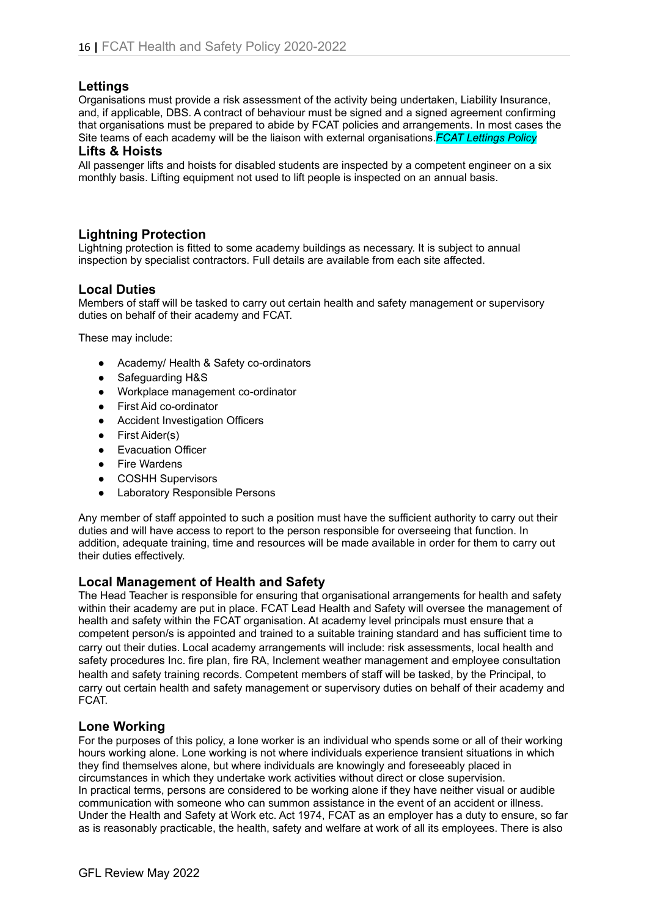## Lettings

Organisations must provide a risk assessment of the activity being undertaken, Liability Insurance, and, if applicable, DBS. A contract of behaviour must be signed and a signed agreement confirming that organisations must be prepared to abide by FCAT policies and arrangements. In most cases the Site teams of each academy will be the liaison with external organisations.*FCAT Lettings Policy*

## Lifts & Hoists

All passenger lifts and hoists for disabled students are inspected by a competent engineer on a six monthly basis. Lifting equipment not used to lift people is inspected on an annual basis.

## Lightning Protection

Lightning protection is fitted to some academy buildings as necessary. It is subject to annual inspection by specialist contractors. Full details are available from each site affected.

## Local Duties

Members of staff will be tasked to carry out certain health and safety management or supervisory duties on behalf of their academy and FCAT.

These may include:

- Academy/ Health & Safety co-ordinators
- Safeguarding H&S
- Workplace management co-ordinator
- First Aid co-ordinator
- Accident Investigation Officers
- First Aider(s)
- Evacuation Officer
- Fire Wardens
- COSHH Supervisors
- Laboratory Responsible Persons

Any member of staff appointed to such a position must have the sufficient authority to carry out their duties and will have access to report to the person responsible for overseeing that function. In addition, adequate training, time and resources will be made available in order for them to carry out their duties effectively.

## Local Management of Health and Safety

The Head Teacher is responsible for ensuring that organisational arrangements for health and safety within their academy are put in place. FCAT Lead Health and Safety will oversee the management of health and safety within the FCAT organisation. At academy level principals must ensure that a competent person/s is appointed and trained to a suitable training standard and has sufficient time to carry out their duties. Local academy arrangements will include: risk assessments, local health and safety procedures Inc. fire plan, fire RA, Inclement weather management and employee consultation health and safety training records. Competent members of staff will be tasked, by the Principal, to carry out certain health and safety management or supervisory duties on behalf of their academy and FCAT.

## Lone Working

For the purposes of this policy, a lone worker is an individual who spends some or all of their working hours working alone. Lone working is not where individuals experience transient situations in which they find themselves alone, but where individuals are knowingly and foreseeably placed in circumstances in which they undertake work activities without direct or close supervision.
In practical terms, persons are considered to be working alone if they have neither visual or audible communication with someone who can summon assistance in the event of an accident or illness. Under the Health and Safety at Work etc. Act 1974, FCAT as an employer has a duty to ensure, so far as is reasonably practicable, the health, safety and welfare at work of all its employees. There is also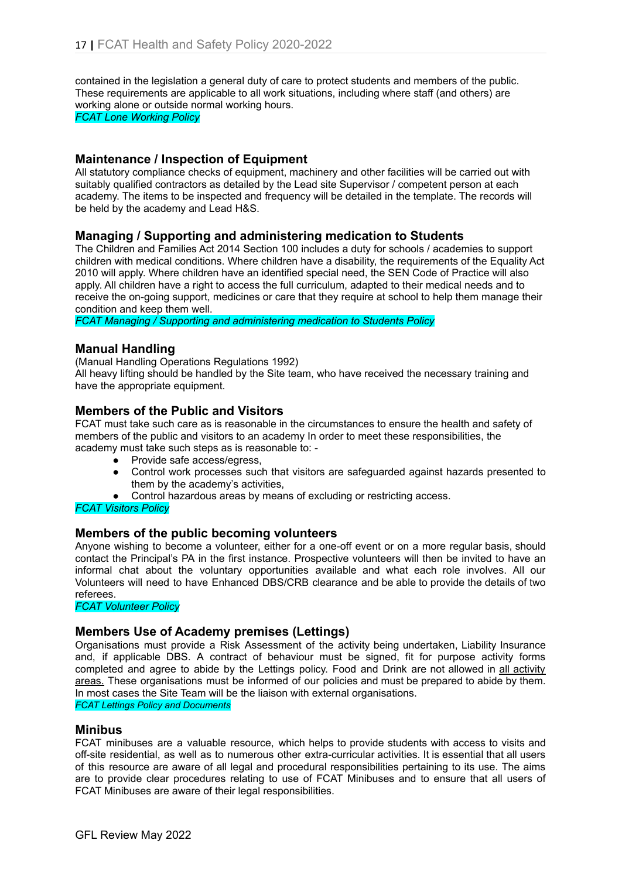contained in the legislation a general duty of care to protect students and members of the public. These requirements are applicable to all work situations, including where staff (and others) are working alone or outside normal working hours.
*FCAT Lone Working Policy*

## Maintenance / Inspection of Equipment

All statutory compliance checks of equipment, machinery and other facilities will be carried out with suitably qualified contractors as detailed by the Lead site Supervisor / competent person at each academy. The items to be inspected and frequency will be detailed in the template. The records will be held by the academy and Lead H&S.

## Managing / Supporting and administering medication to Students

The Children and Families Act 2014 Section 100 includes a duty for schools / academies to support children with medical conditions. Where children have a disability, the requirements of the Equality Act 2010 will apply. Where children have an identified special need, the SEN Code of Practice will also apply. All children have a right to access the full curriculum, adapted to their medical needs and to receive the on-going support, medicines or care that they require at school to help them manage their condition and keep them well.
*FCAT Managing / Supporting and administering medication to Students Policy*

## Manual Handling

(Manual Handling Operations Regulations 1992)
All heavy lifting should be handled by the Site team, who have received the necessary training and have the appropriate equipment.

## Members of the Public and Visitors

FCAT must take such care as is reasonable in the circumstances to ensure the health and safety of members of the public and visitors to an academy In order to meet these responsibilities, the academy must take such steps as is reasonable to: -

- Provide safe access/egress,
- Control work processes such that visitors are safeguarded against hazards presented to them by the academy's activities,
- Control hazardous areas by means of excluding or restricting access.

*FCAT Visitors Policy*

## Members of the public becoming volunteers

Anyone wishing to become a volunteer, either for a one-off event or on a more regular basis, should contact the Principal's PA in the first instance. Prospective volunteers will then be invited to have an informal chat about the voluntary opportunities available and what each role involves. All our Volunteers will need to have Enhanced DBS/CRB clearance and be able to provide the details of two referees.
*FCAT Volunteer Policy*

## Members Use of Academy premises (Lettings)

Organisations must provide a Risk Assessment of the activity being undertaken, Liability Insurance and, if applicable DBS. A contract of behaviour must be signed, fit for purpose activity forms completed and agree to abide by the Lettings policy. Food and Drink are not allowed in all activity areas. These organisations must be informed of our policies and must be prepared to abide by them. In most cases the Site Team will be the liaison with external organisations.
*FCAT Lettings Policy and Documents*

## Minibus

FCAT minibuses are a valuable resource, which helps to provide students with access to visits and off-site residential, as well as to numerous other extra-curricular activities. It is essential that all users of this resource are aware of all legal and procedural responsibilities pertaining to its use. The aims are to provide clear procedures relating to use of FCAT Minibuses and to ensure that all users of FCAT Minibuses are aware of their legal responsibilities.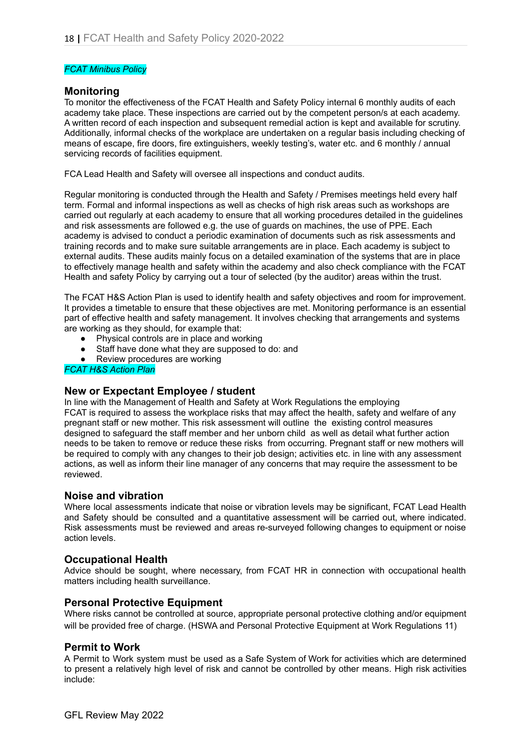*FCAT Minibus Policy*

## Monitoring

To monitor the effectiveness of the FCAT Health and Safety Policy internal 6 monthly audits of each academy take place. These inspections are carried out by the competent person/s at each academy. A written record of each inspection and subsequent remedial action is kept and available for scrutiny. Additionally, informal checks of the workplace are undertaken on a regular basis including checking of means of escape, fire doors, fire extinguishers, weekly testing's, water etc. and 6 monthly / annual servicing records of facilities equipment.

FCA Lead Health and Safety will oversee all inspections and conduct audits.

Regular monitoring is conducted through the Health and Safety / Premises meetings held every half term. Formal and informal inspections as well as checks of high risk areas such as workshops are carried out regularly at each academy to ensure that all working procedures detailed in the guidelines and risk assessments are followed e.g. the use of guards on machines, the use of PPE. Each academy is advised to conduct a periodic examination of documents such as risk assessments and training records and to make sure suitable arrangements are in place. Each academy is subject to external audits. These audits mainly focus on a detailed examination of the systems that are in place to effectively manage health and safety within the academy and also check compliance with the FCAT Health and safety Policy by carrying out a tour of selected (by the auditor) areas within the trust.

The FCAT H&S Action Plan is used to identify health and safety objectives and room for improvement. It provides a timetable to ensure that these objectives are met. Monitoring performance is an essential part of effective health and safety management. It involves checking that arrangements and systems are working as they should, for example that:

- Physical controls are in place and working
- Staff have done what they are supposed to do: and
- Review procedures are working

*FCAT H&S Action Plan*

## New or Expectant Employee / student

In line with the Management of Health and Safety at Work Regulations the employing FCAT is required to assess the workplace risks that may affect the health, safety and welfare of any pregnant staff or new mother. This risk assessment will outline the existing control measures designed to safeguard the staff member and her unborn child as well as detail what further action needs to be taken to remove or reduce these risks from occurring. Pregnant staff or new mothers will be required to comply with any changes to their job design; activities etc. in line with any assessment actions, as well as inform their line manager of any concerns that may require the assessment to be reviewed.

## Noise and vibration

Where local assessments indicate that noise or vibration levels may be significant, FCAT Lead Health and Safety should be consulted and a quantitative assessment will be carried out, where indicated. Risk assessments must be reviewed and areas re-surveyed following changes to equipment or noise action levels.

## Occupational Health

Advice should be sought, where necessary, from FCAT HR in connection with occupational health matters including health surveillance.

## Personal Protective Equipment

Where risks cannot be controlled at source, appropriate personal protective clothing and/or equipment will be provided free of charge. (HSWA and Personal Protective Equipment at Work Regulations 11)

## Permit to Work

A Permit to Work system must be used as a Safe System of Work for activities which are determined to present a relatively high level of risk and cannot be controlled by other means. High risk activities include:

GFL Review May 2022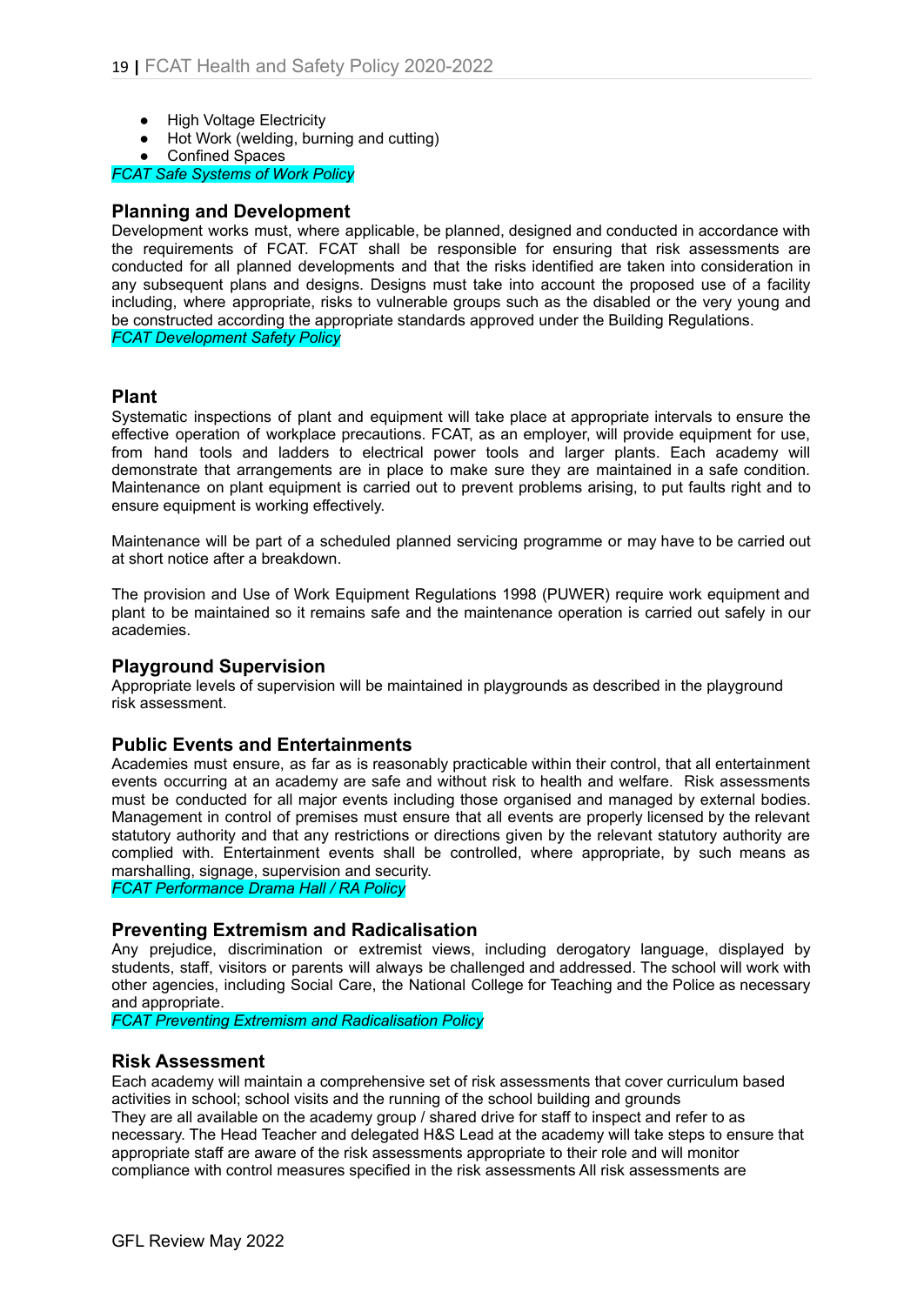- High Voltage Electricity
- Hot Work (welding, burning and cutting)
- Confined Spaces

*FCAT Safe Systems of Work Policy*

## Planning and Development

Development works must, where applicable, be planned, designed and conducted in accordance with the requirements of FCAT. FCAT shall be responsible for ensuring that risk assessments are conducted for all planned developments and that the risks identified are taken into consideration in any subsequent plans and designs. Designs must take into account the proposed use of a facility including, where appropriate, risks to vulnerable groups such as the disabled or the very young and be constructed according the appropriate standards approved under the Building Regulations.
*FCAT Development Safety Policy*

## Plant

Systematic inspections of plant and equipment will take place at appropriate intervals to ensure the effective operation of workplace precautions. FCAT, as an employer, will provide equipment for use, from hand tools and ladders to electrical power tools and larger plants. Each academy will demonstrate that arrangements are in place to make sure they are maintained in a safe condition. Maintenance on plant equipment is carried out to prevent problems arising, to put faults right and to ensure equipment is working effectively.

Maintenance will be part of a scheduled planned servicing programme or may have to be carried out at short notice after a breakdown.

The provision and Use of Work Equipment Regulations 1998 (PUWER) require work equipment and plant to be maintained so it remains safe and the maintenance operation is carried out safely in our academies.

## Playground Supervision

Appropriate levels of supervision will be maintained in playgrounds as described in the playground risk assessment.

## Public Events and Entertainments

Academies must ensure, as far as is reasonably practicable within their control, that all entertainment events occurring at an academy are safe and without risk to health and welfare. Risk assessments must be conducted for all major events including those organised and managed by external bodies. Management in control of premises must ensure that all events are properly licensed by the relevant statutory authority and that any restrictions or directions given by the relevant statutory authority are complied with. Entertainment events shall be controlled, where appropriate, by such means as marshalling, signage, supervision and security.
*FCAT Performance Drama Hall / RA Policy*

## Preventing Extremism and Radicalisation

Any prejudice, discrimination or extremist views, including derogatory language, displayed by students, staff, visitors or parents will always be challenged and addressed. The school will work with other agencies, including Social Care, the National College for Teaching and the Police as necessary and appropriate.
*FCAT Preventing Extremism and Radicalisation Policy*

## Risk Assessment

Each academy will maintain a comprehensive set of risk assessments that cover curriculum based activities in school; school visits and the running of the school building and grounds
They are all available on the academy group / shared drive for staff to inspect and refer to as necessary. The Head Teacher and delegated H&S Lead at the academy will take steps to ensure that appropriate staff are aware of the risk assessments appropriate to their role and will monitor compliance with control measures specified in the risk assessments All risk assessments are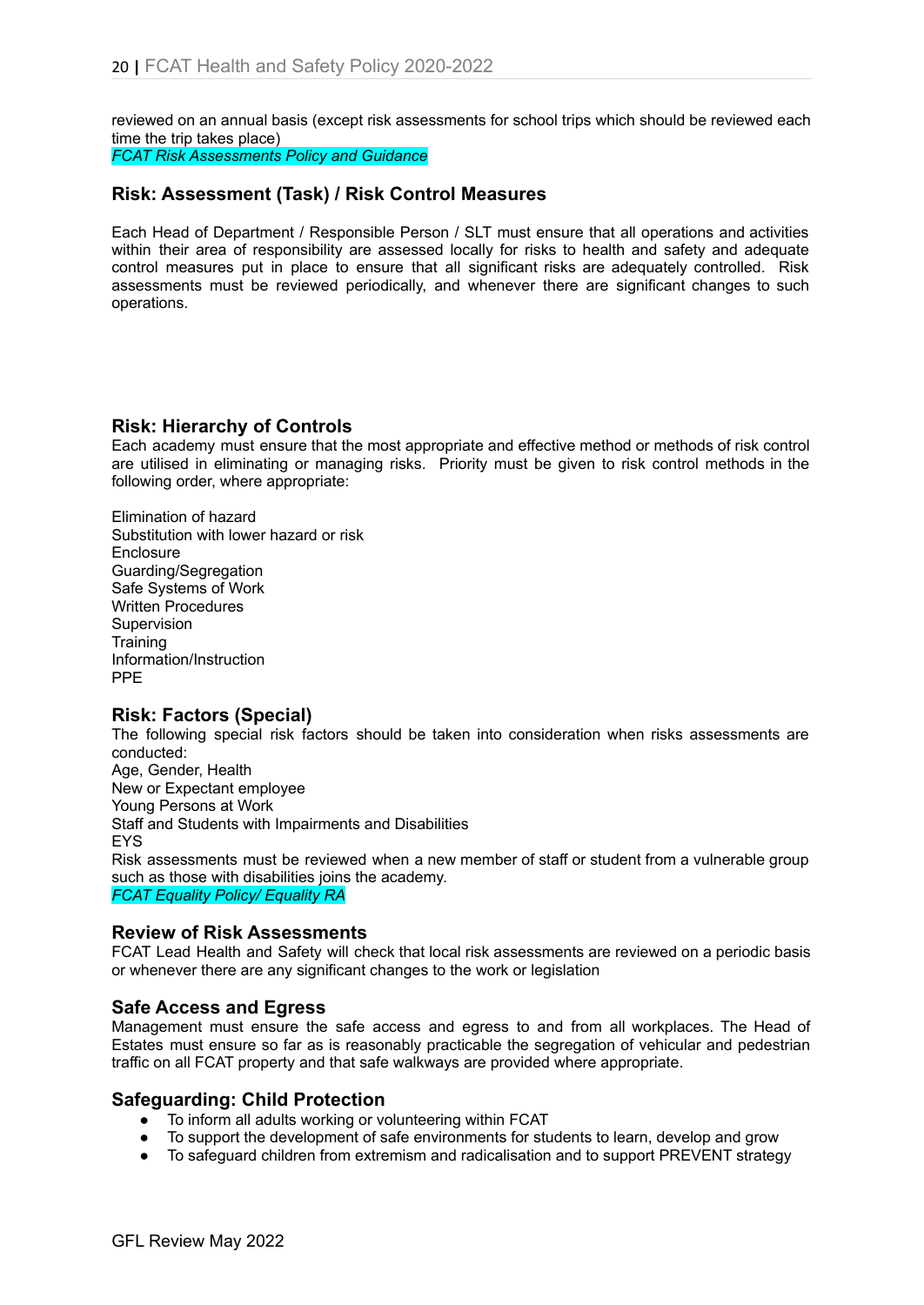reviewed on an annual basis (except risk assessments for school trips which should be reviewed each time the trip takes place)
*FCAT Risk Assessments Policy and Guidance*

## Risk: Assessment (Task) / Risk Control Measures

Each Head of Department / Responsible Person / SLT must ensure that all operations and activities within their area of responsibility are assessed locally for risks to health and safety and adequate control measures put in place to ensure that all significant risks are adequately controlled. Risk assessments must be reviewed periodically, and whenever there are significant changes to such operations.

## Risk: Hierarchy of Controls

Each academy must ensure that the most appropriate and effective method or methods of risk control are utilised in eliminating or managing risks. Priority must be given to risk control methods in the following order, where appropriate:

Elimination of hazard
Substitution with lower hazard or risk
Enclosure
Guarding/Segregation
Safe Systems of Work
Written Procedures
Supervision
Training
Information/Instruction
PPE

## Risk: Factors (Special)

The following special risk factors should be taken into consideration when risks assessments are conducted:
Age, Gender, Health
New or Expectant employee
Young Persons at Work
Staff and Students with Impairments and Disabilities
EYS
Risk assessments must be reviewed when a new member of staff or student from a vulnerable group such as those with disabilities joins the academy.
*FCAT Equality Policy/ Equality RA*

## Review of Risk Assessments

FCAT Lead Health and Safety will check that local risk assessments are reviewed on a periodic basis or whenever there are any significant changes to the work or legislation

## Safe Access and Egress

Management must ensure the safe access and egress to and from all workplaces. The Head of Estates must ensure so far as is reasonably practicable the segregation of vehicular and pedestrian traffic on all FCAT property and that safe walkways are provided where appropriate.

## Safeguarding: Child Protection

- To inform all adults working or volunteering within FCAT
- To support the development of safe environments for students to learn, develop and grow
- To safeguard children from extremism and radicalisation and to support PREVENT strategy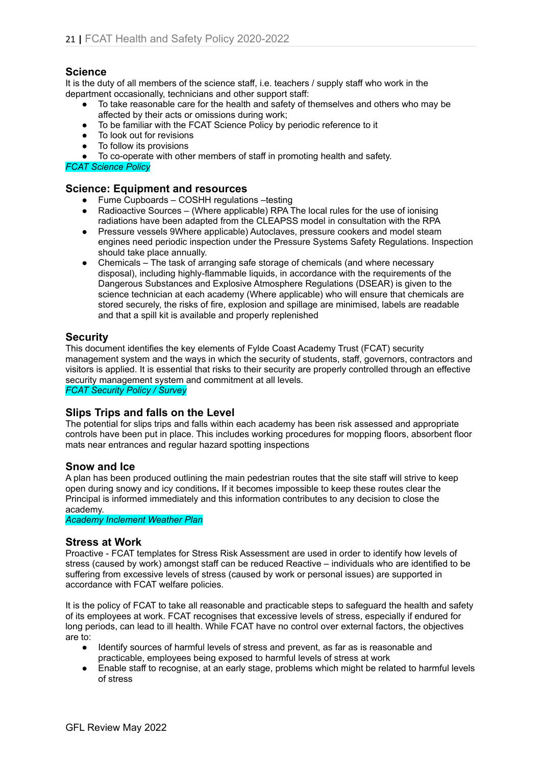## Science

It is the duty of all members of the science staff, i.e. teachers / supply staff who work in the department occasionally, technicians and other support staff:

- To take reasonable care for the health and safety of themselves and others who may be affected by their acts or omissions during work;
- To be familiar with the FCAT Science Policy by periodic reference to it
- To look out for revisions
- To follow its provisions
- To co-operate with other members of staff in promoting health and safety.

*FCAT Science Policy*

## Science: Equipment and resources

- Fume Cupboards – COSHH regulations –testing
- Radioactive Sources – (Where applicable) RPA The local rules for the use of ionising radiations have been adapted from the CLEAPSS model in consultation with the RPA
- Pressure vessels 9Where applicable) Autoclaves, pressure cookers and model steam engines need periodic inspection under the Pressure Systems Safety Regulations. Inspection should take place annually.
- Chemicals – The task of arranging safe storage of chemicals (and where necessary disposal), including highly-flammable liquids, in accordance with the requirements of the Dangerous Substances and Explosive Atmosphere Regulations (DSEAR) is given to the science technician at each academy (Where applicable) who will ensure that chemicals are stored securely, the risks of fire, explosion and spillage are minimised, labels are readable and that a spill kit is available and properly replenished

## Security

This document identifies the key elements of Fylde Coast Academy Trust (FCAT) security management system and the ways in which the security of students, staff, governors, contractors and visitors is applied. It is essential that risks to their security are properly controlled through an effective security management system and commitment at all levels.

*FCAT Security Policy / Survey*

## Slips Trips and falls on the Level

The potential for slips trips and falls within each academy has been risk assessed and appropriate controls have been put in place. This includes working procedures for mopping floors, absorbent floor mats near entrances and regular hazard spotting inspections

## Snow and Ice

A plan has been produced outlining the main pedestrian routes that the site staff will strive to keep open during snowy and icy conditions**.** If it becomes impossible to keep these routes clear the Principal is informed immediately and this information contributes to any decision to close the academy.

*Academy Inclement Weather Plan*

## Stress at Work

Proactive - FCAT templates for Stress Risk Assessment are used in order to identify how levels of stress (caused by work) amongst staff can be reduced Reactive – individuals who are identified to be suffering from excessive levels of stress (caused by work or personal issues) are supported in accordance with FCAT welfare policies.

It is the policy of FCAT to take all reasonable and practicable steps to safeguard the health and safety of its employees at work. FCAT recognises that excessive levels of stress, especially if endured for long periods, can lead to ill health. While FCAT have no control over external factors, the objectives are to:

- Identify sources of harmful levels of stress and prevent, as far as is reasonable and practicable, employees being exposed to harmful levels of stress at work
- Enable staff to recognise, at an early stage, problems which might be related to harmful levels of stress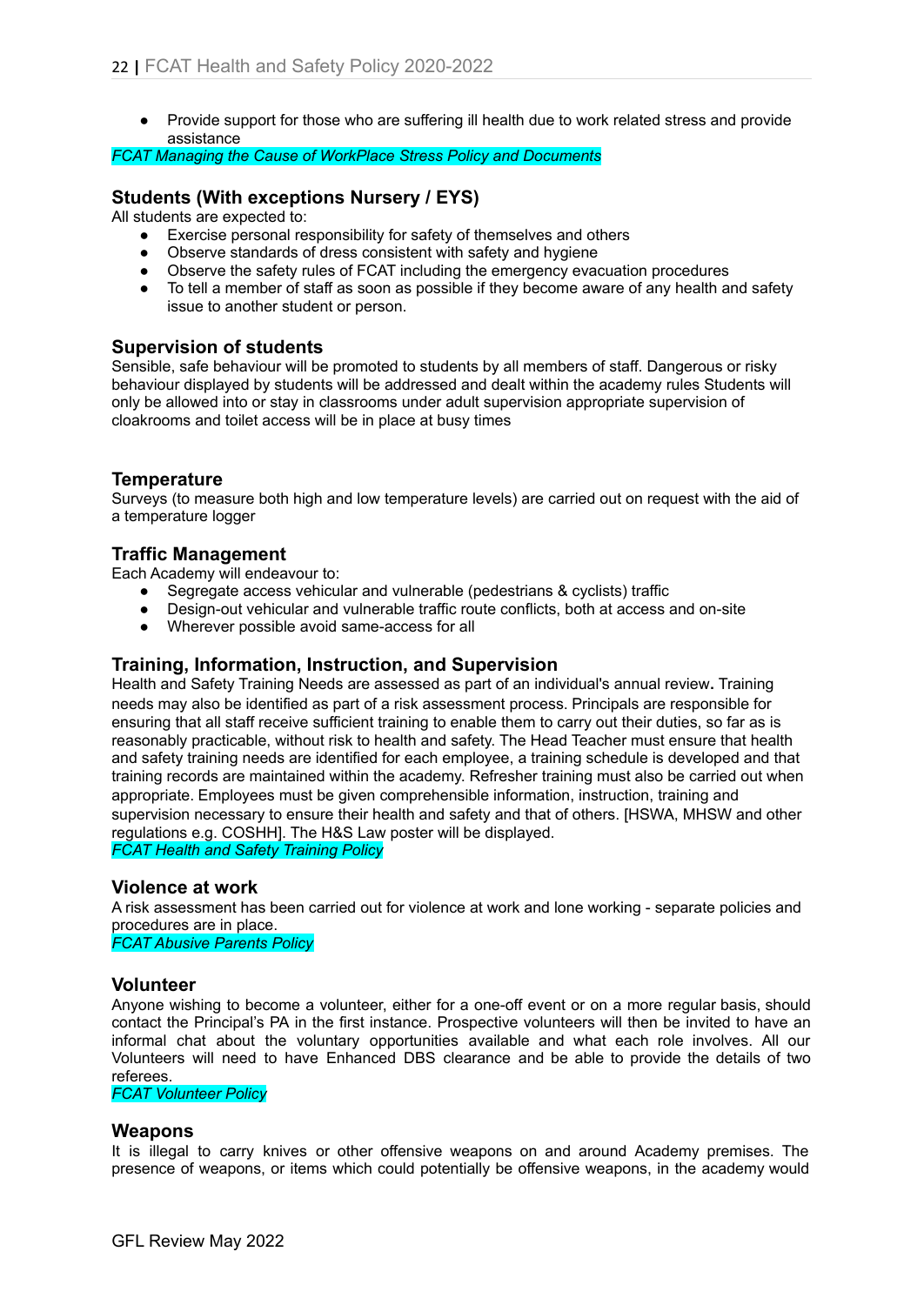- Provide support for those who are suffering ill health due to work related stress and provide assistance

*FCAT Managing the Cause of WorkPlace Stress Policy and Documents*

### Students (With exceptions Nursery / EYS)

All students are expected to:

- Exercise personal responsibility for safety of themselves and others
- Observe standards of dress consistent with safety and hygiene
- Observe the safety rules of FCAT including the emergency evacuation procedures
- To tell a member of staff as soon as possible if they become aware of any health and safety issue to another student or person.

### Supervision of students

Sensible, safe behaviour will be promoted to students by all members of staff. Dangerous or risky behaviour displayed by students will be addressed and dealt within the academy rules Students will only be allowed into or stay in classrooms under adult supervision appropriate supervision of cloakrooms and toilet access will be in place at busy times

### Temperature

Surveys (to measure both high and low temperature levels) are carried out on request with the aid of a temperature logger

### Traffic Management

Each Academy will endeavour to:

- Segregate access vehicular and vulnerable (pedestrians & cyclists) traffic
- Design-out vehicular and vulnerable traffic route conflicts, both at access and on-site
- Wherever possible avoid same-access for all

### Training, Information, Instruction, and Supervision

Health and Safety Training Needs are assessed as part of an individual's annual review**.** Training needs may also be identified as part of a risk assessment process. Principals are responsible for ensuring that all staff receive sufficient training to enable them to carry out their duties, so far as is reasonably practicable, without risk to health and safety. The Head Teacher must ensure that health and safety training needs are identified for each employee, a training schedule is developed and that training records are maintained within the academy. Refresher training must also be carried out when appropriate. Employees must be given comprehensible information, instruction, training and supervision necessary to ensure their health and safety and that of others. [HSWA, MHSW and other regulations e.g. COSHH]. The H&S Law poster will be displayed.

*FCAT Health and Safety Training Policy*

### Violence at work

A risk assessment has been carried out for violence at work and lone working - separate policies and procedures are in place.

*FCAT Abusive Parents Policy*

### Volunteer

Anyone wishing to become a volunteer, either for a one-off event or on a more regular basis, should contact the Principal's PA in the first instance. Prospective volunteers will then be invited to have an informal chat about the voluntary opportunities available and what each role involves. All our Volunteers will need to have Enhanced DBS clearance and be able to provide the details of two referees.

*FCAT Volunteer Policy*

### Weapons

It is illegal to carry knives or other offensive weapons on and around Academy premises. The presence of weapons, or items which could potentially be offensive weapons, in the academy would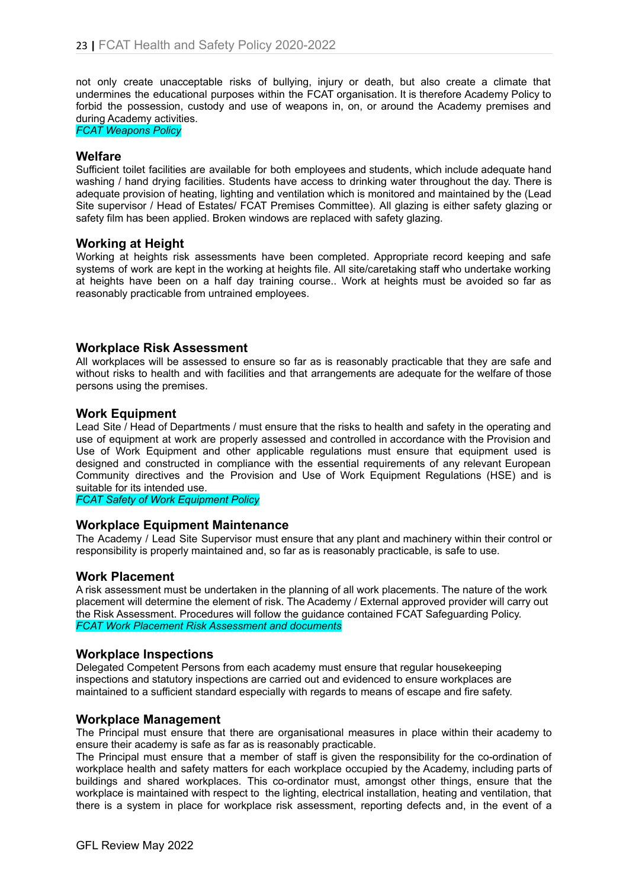not only create unacceptable risks of bullying, injury or death, but also create a climate that undermines the educational purposes within the FCAT organisation. It is therefore Academy Policy to forbid the possession, custody and use of weapons in, on, or around the Academy premises and during Academy activities.
*FCAT Weapons Policy*

### Welfare

Sufficient toilet facilities are available for both employees and students, which include adequate hand washing / hand drying facilities. Students have access to drinking water throughout the day. There is adequate provision of heating, lighting and ventilation which is monitored and maintained by the (Lead Site supervisor / Head of Estates/ FCAT Premises Committee). All glazing is either safety glazing or safety film has been applied. Broken windows are replaced with safety glazing.

### Working at Height

Working at heights risk assessments have been completed. Appropriate record keeping and safe systems of work are kept in the working at heights file. All site/caretaking staff who undertake working at heights have been on a half day training course.. Work at heights must be avoided so far as reasonably practicable from untrained employees.

### Workplace Risk Assessment

All workplaces will be assessed to ensure so far as is reasonably practicable that they are safe and without risks to health and with facilities and that arrangements are adequate for the welfare of those persons using the premises.

### Work Equipment

Lead Site / Head of Departments / must ensure that the risks to health and safety in the operating and use of equipment at work are properly assessed and controlled in accordance with the Provision and Use of Work Equipment and other applicable regulations must ensure that equipment used is designed and constructed in compliance with the essential requirements of any relevant European Community directives and the Provision and Use of Work Equipment Regulations (HSE) and is suitable for its intended use.
*FCAT Safety of Work Equipment Policy*

### Workplace Equipment Maintenance

The Academy / Lead Site Supervisor must ensure that any plant and machinery within their control or responsibility is properly maintained and, so far as is reasonably practicable, is safe to use.

### Work Placement

A risk assessment must be undertaken in the planning of all work placements. The nature of the work placement will determine the element of risk. The Academy / External approved provider will carry out the Risk Assessment. Procedures will follow the guidance contained FCAT Safeguarding Policy.
*FCAT Work Placement Risk Assessment and documents*

### Workplace Inspections

Delegated Competent Persons from each academy must ensure that regular housekeeping inspections and statutory inspections are carried out and evidenced to ensure workplaces are maintained to a sufficient standard especially with regards to means of escape and fire safety.

### Workplace Management

The Principal must ensure that there are organisational measures in place within their academy to ensure their academy is safe as far as is reasonably practicable.

The Principal must ensure that a member of staff is given the responsibility for the co-ordination of workplace health and safety matters for each workplace occupied by the Academy, including parts of buildings and shared workplaces. This co-ordinator must, amongst other things, ensure that the workplace is maintained with respect to the lighting, electrical installation, heating and ventilation, that there is a system in place for workplace risk assessment, reporting defects and, in the event of a

GFL Review May 2022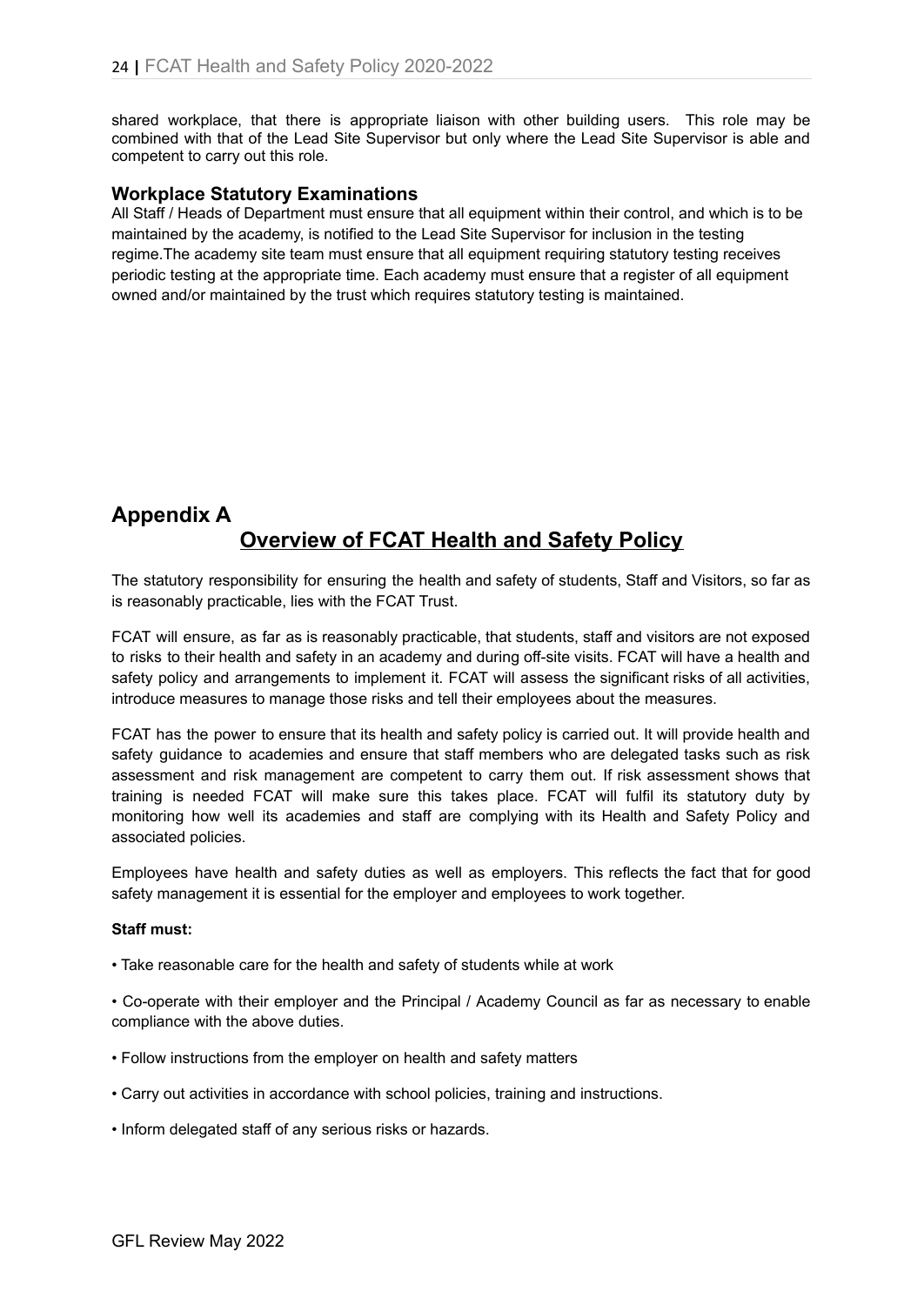shared workplace, that there is appropriate liaison with other building users. This role may be combined with that of the Lead Site Supervisor but only where the Lead Site Supervisor is able and competent to carry out this role.

### Workplace Statutory Examinations

All Staff / Heads of Department must ensure that all equipment within their control, and which is to be maintained by the academy, is notified to the Lead Site Supervisor for inclusion in the testing regime.The academy site team must ensure that all equipment requiring statutory testing receives periodic testing at the appropriate time. Each academy must ensure that a register of all equipment owned and/or maintained by the trust which requires statutory testing is maintained.

## Appendix A

## Overview of FCAT Health and Safety Policy

The statutory responsibility for ensuring the health and safety of students, Staff and Visitors, so far as is reasonably practicable, lies with the FCAT Trust.

FCAT will ensure, as far as is reasonably practicable, that students, staff and visitors are not exposed to risks to their health and safety in an academy and during off-site visits. FCAT will have a health and safety policy and arrangements to implement it. FCAT will assess the significant risks of all activities, introduce measures to manage those risks and tell their employees about the measures.

FCAT has the power to ensure that its health and safety policy is carried out. It will provide health and safety guidance to academies and ensure that staff members who are delegated tasks such as risk assessment and risk management are competent to carry them out. If risk assessment shows that training is needed FCAT will make sure this takes place. FCAT will fulfil its statutory duty by monitoring how well its academies and staff are complying with its Health and Safety Policy and associated policies.

Employees have health and safety duties as well as employers. This reflects the fact that for good safety management it is essential for the employer and employees to work together.

**Staff must:**

- Take reasonable care for the health and safety of students while at work
- Co-operate with their employer and the Principal / Academy Council as far as necessary to enable compliance with the above duties.
- Follow instructions from the employer on health and safety matters
- Carry out activities in accordance with school policies, training and instructions.
- Inform delegated staff of any serious risks or hazards.

GFL Review May 2022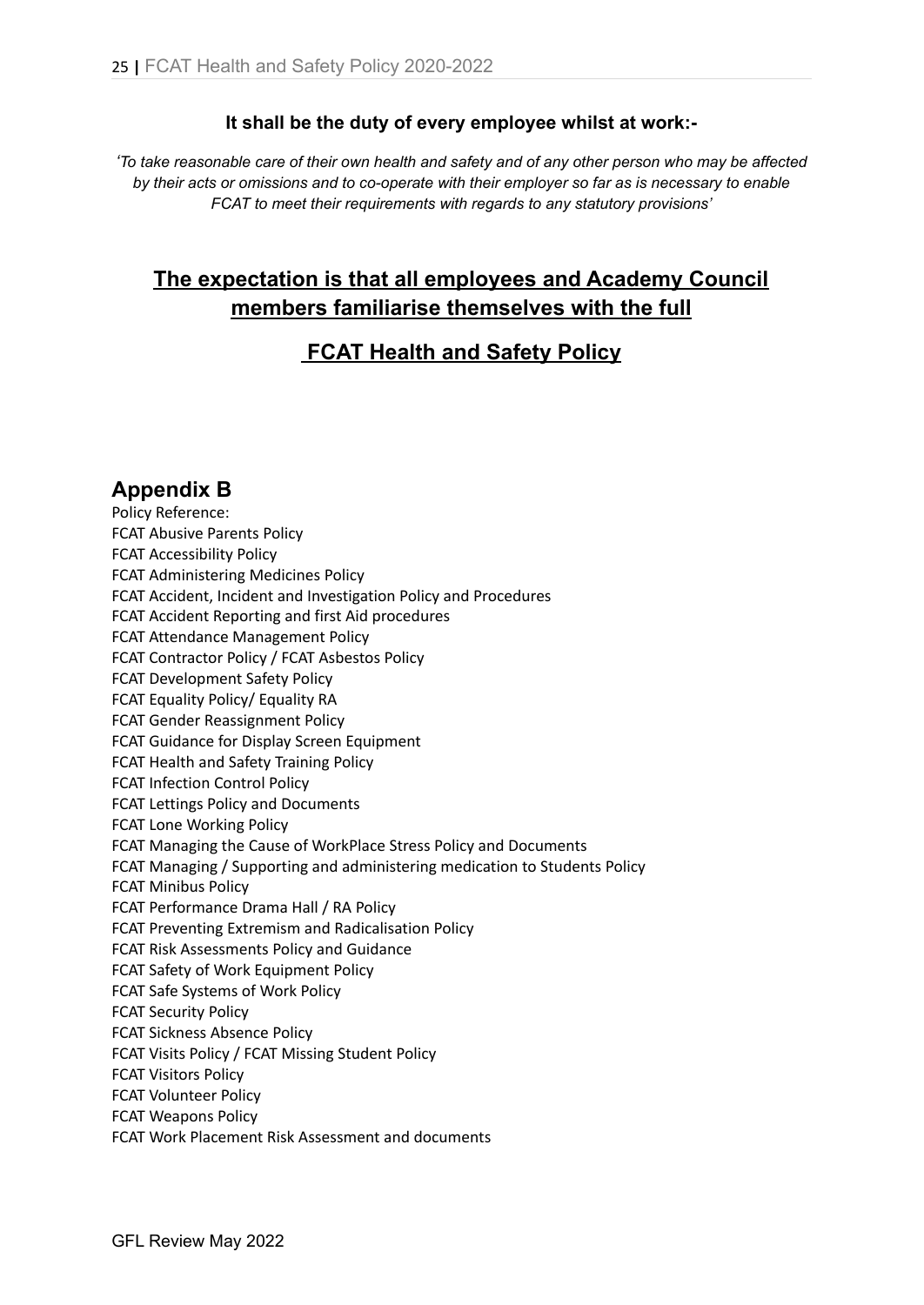**It shall be the duty of every employee whilst at work:-**

*'To take reasonable care of their own health and safety and of any other person who may be affected by their acts or omissions and to co-operate with their employer so far as is necessary to enable FCAT to meet their requirements with regards to any statutory provisions'*

## <u>The expectation is that all employees and Academy Council members familiarise themselves with the full</u>

## <u>FCAT Health and Safety Policy</u>

## Appendix B

Policy Reference:
FCAT Abusive Parents Policy
FCAT Accessibility Policy
FCAT Administering Medicines Policy
FCAT Accident, Incident and Investigation Policy and Procedures
FCAT Accident Reporting and first Aid procedures
FCAT Attendance Management Policy
FCAT Contractor Policy / FCAT Asbestos Policy
FCAT Development Safety Policy
FCAT Equality Policy/ Equality RA
FCAT Gender Reassignment Policy
FCAT Guidance for Display Screen Equipment
FCAT Health and Safety Training Policy
FCAT Infection Control Policy
FCAT Lettings Policy and Documents
FCAT Lone Working Policy
FCAT Managing the Cause of WorkPlace Stress Policy and Documents
FCAT Managing / Supporting and administering medication to Students Policy
FCAT Minibus Policy
FCAT Performance Drama Hall / RA Policy
FCAT Preventing Extremism and Radicalisation Policy
FCAT Risk Assessments Policy and Guidance
FCAT Safety of Work Equipment Policy
FCAT Safe Systems of Work Policy
FCAT Security Policy
FCAT Sickness Absence Policy
FCAT Visits Policy / FCAT Missing Student Policy
FCAT Visitors Policy
FCAT Volunteer Policy
FCAT Weapons Policy
FCAT Work Placement Risk Assessment and documents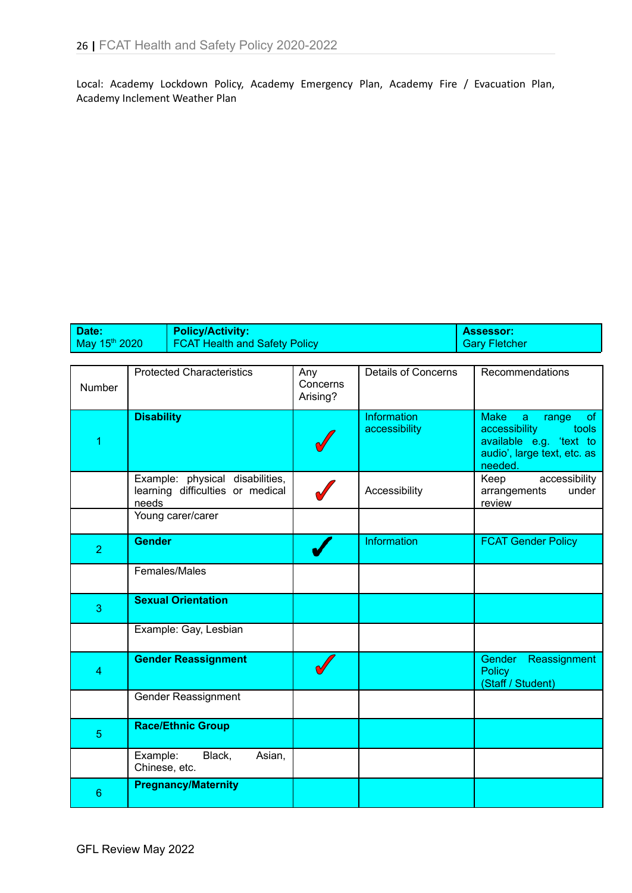Local: Academy Lockdown Policy, Academy Emergency Plan, Academy Fire / Evacuation Plan, Academy Inclement Weather Plan

| **Date:** May 15th 2020 | **Policy/Activity:** FCAT Health and Safety Policy | **Assessor:** Gary Fletcher |
|---|---|---|

| Number | Protected Characteristics | Any Concerns Arising? | Details of Concerns | Recommendations |
|---|---|---|---|---|
| 1 | **Disability** | ✓ | Information accessibility | Make a range of accessibility tools available e.g. 'text to audio', large text, etc. as needed. |
| | Example: physical disabilities, learning difficulties or medical needs | ✓ | Accessibility | Keep accessibility arrangements under review |
| | Young carer/carer | | | |
| 2 | **Gender** | ✓ | Information | FCAT Gender Policy |
| | Females/Males | | | |
| 3 | **Sexual Orientation** | | | |
| | Example: Gay, Lesbian | | | |
| 4 | **Gender Reassignment** | ✓ | | Gender Reassignment Policy (Staff / Student) |
| | Gender Reassignment | | | |
| 5 | **Race/Ethnic Group** | | | |
| | Example: Black, Asian, Chinese, etc. | | | |
| 6 | **Pregnancy/Maternity** | | | |

GFL Review May 2022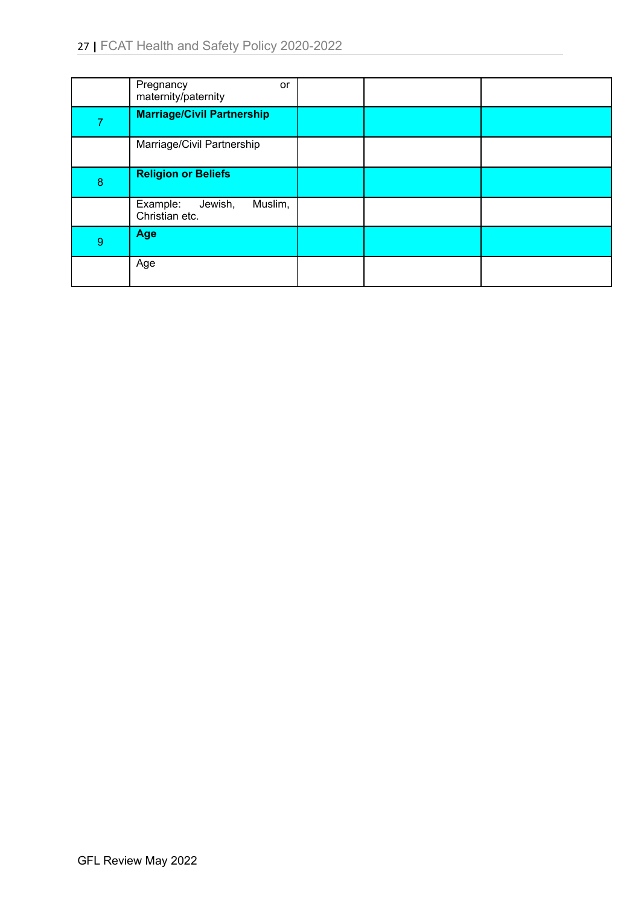| | | | | |
|---|---|---|---|---|
| | Pregnancy or maternity/paternity | | | |
| 7 | **Marriage/Civil Partnership** | | | |
| | Marriage/Civil Partnership | | | |
| 8 | **Religion or Beliefs** | | | |
| | Example: Jewish, Muslim, Christian etc. | | | |
| 9 | **Age** | | | |
| | Age | | | |

GFL Review May 2022